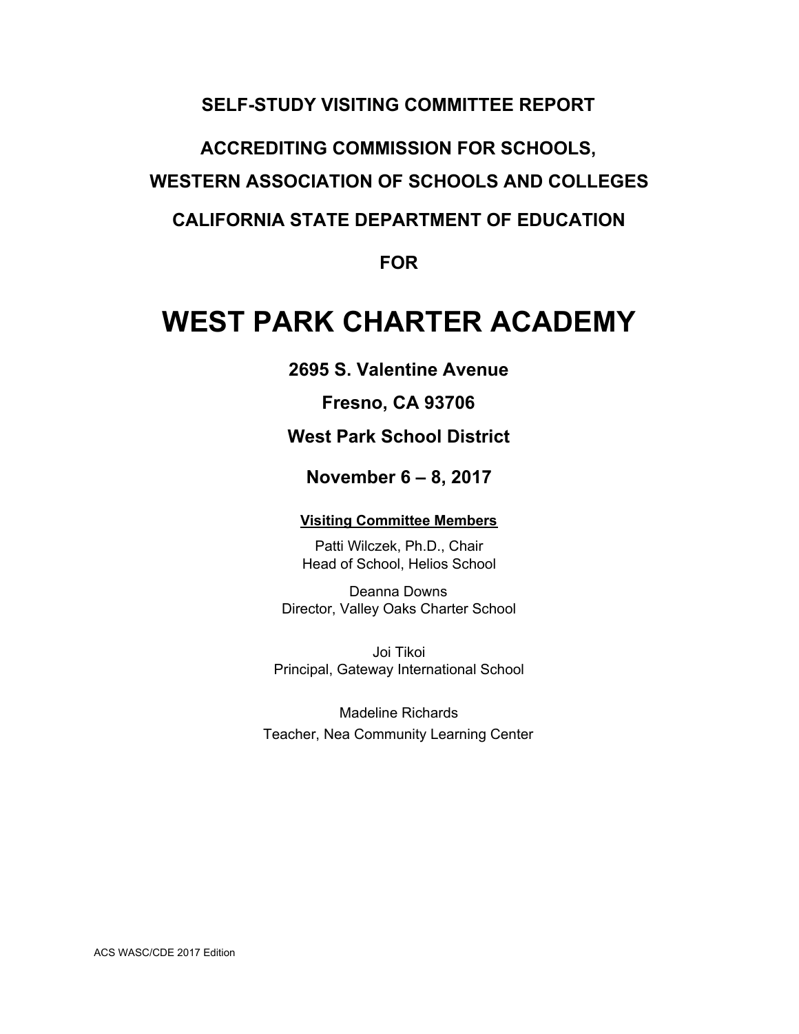**SELF-STUDY VISITING COMMITTEE REPORT**

**ACCREDITING COMMISSION FOR SCHOOLS,**

**WESTERN ASSOCIATION OF SCHOOLS AND COLLEGES**

**CALIFORNIA STATE DEPARTMENT OF EDUCATION**

**FOR**

# WEST PARK CHARTER ACADEMY

**2695 S. Valentine Avenue**

**Fresno, CA 93706**

**West Park School District**

**November 6 – 8, 2017**

**Visiting Committee Members**

Patti Wilczek, Ph.D., Chair
Head of School, Helios School

Deanna Downs
Director, Valley Oaks Charter School

Joi Tikoi
Principal, Gateway International School

Madeline Richards
Teacher, Nea Community Learning Center

ACS WASC/CDE 2017 Edition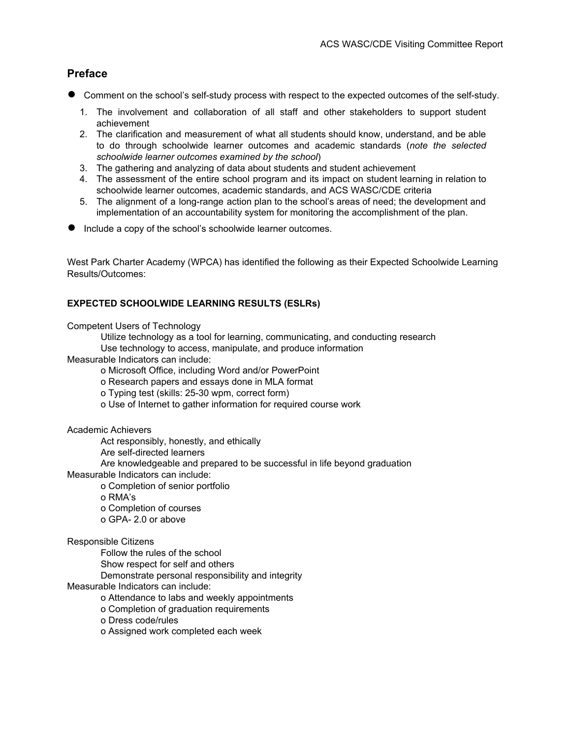## Preface

- Comment on the school's self-study process with respect to the expected outcomes of the self-study.
  1. The involvement and collaboration of all staff and other stakeholders to support student achievement
  2. The clarification and measurement of what all students should know, understand, and be able to do through schoolwide learner outcomes and academic standards (*note the selected schoolwide learner outcomes examined by the school*)
  3. The gathering and analyzing of data about students and student achievement
  4. The assessment of the entire school program and its impact on student learning in relation to schoolwide learner outcomes, academic standards, and ACS WASC/CDE criteria
  5. The alignment of a long-range action plan to the school's areas of need; the development and implementation of an accountability system for monitoring the accomplishment of the plan.
- Include a copy of the school's schoolwide learner outcomes.

West Park Charter Academy (WPCA) has identified the following as their Expected Schoolwide Learning Results/Outcomes:

**EXPECTED SCHOOLWIDE LEARNING RESULTS (ESLRs)**

Competent Users of Technology

Utilize technology as a tool for learning, communicating, and conducting research
Use technology to access, manipulate, and produce information

Measurable Indicators can include:

- Microsoft Office, including Word and/or PowerPoint
- Research papers and essays done in MLA format
- Typing test (skills: 25-30 wpm, correct form)
- Use of Internet to gather information for required course work

Academic Achievers

Act responsibly, honestly, and ethically
Are self-directed learners
Are knowledgeable and prepared to be successful in life beyond graduation

Measurable Indicators can include:

- Completion of senior portfolio
- RMA's
- Completion of courses
- GPA- 2.0 or above

Responsible Citizens

Follow the rules of the school
Show respect for self and others
Demonstrate personal responsibility and integrity

Measurable Indicators can include:

- Attendance to labs and weekly appointments
- Completion of graduation requirements
- Dress code/rules
- Assigned work completed each week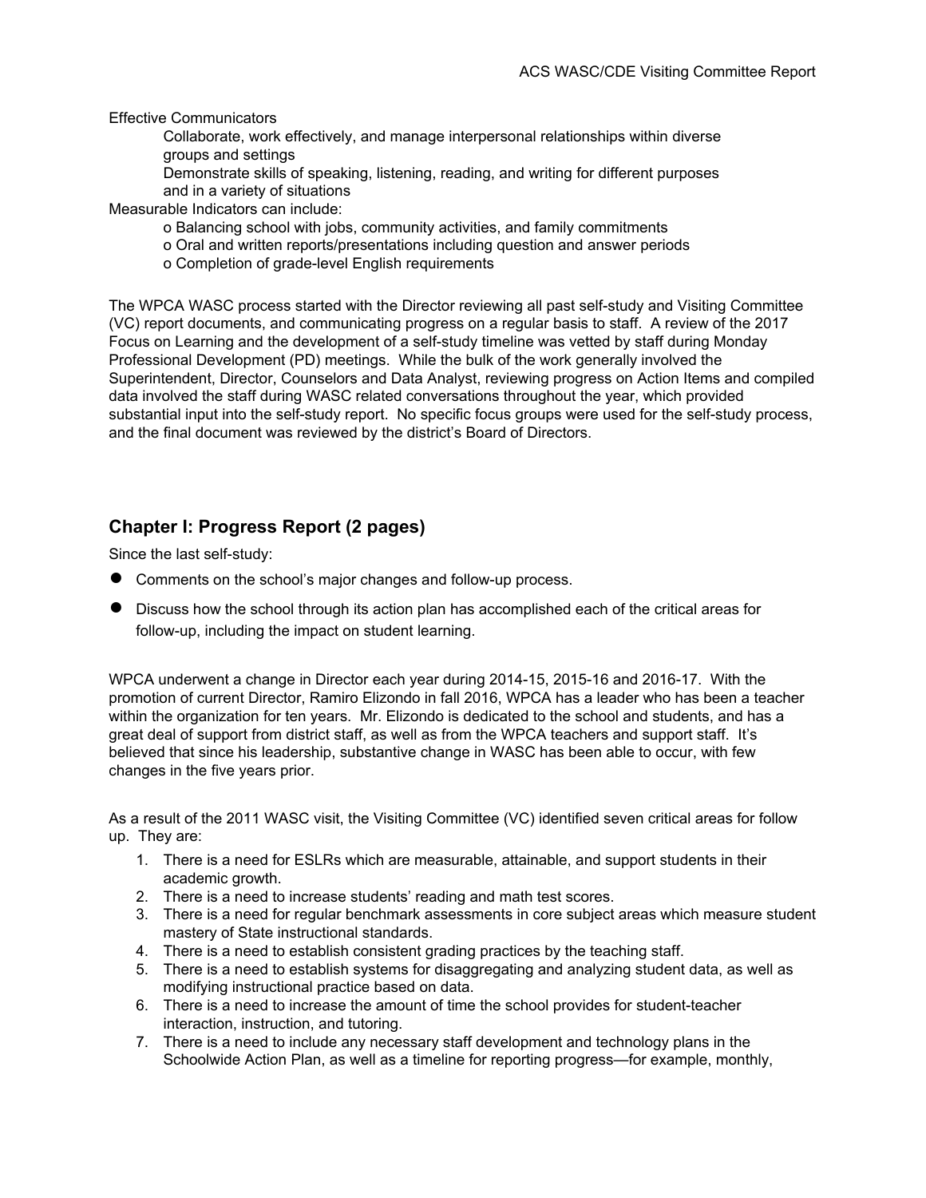Effective Communicators

Collaborate, work effectively, and manage interpersonal relationships within diverse groups and settings

Demonstrate skills of speaking, listening, reading, and writing for different purposes and in a variety of situations

Measurable Indicators can include:

- o Balancing school with jobs, community activities, and family commitments
- o Oral and written reports/presentations including question and answer periods
- o Completion of grade-level English requirements

The WPCA WASC process started with the Director reviewing all past self-study and Visiting Committee (VC) report documents, and communicating progress on a regular basis to staff. A review of the 2017 Focus on Learning and the development of a self-study timeline was vetted by staff during Monday Professional Development (PD) meetings. While the bulk of the work generally involved the Superintendent, Director, Counselors and Data Analyst, reviewing progress on Action Items and compiled data involved the staff during WASC related conversations throughout the year, which provided substantial input into the self-study report. No specific focus groups were used for the self-study process, and the final document was reviewed by the district's Board of Directors.

## Chapter I: Progress Report (2 pages)

Since the last self-study:

- Comments on the school's major changes and follow-up process.
- Discuss how the school through its action plan has accomplished each of the critical areas for follow-up, including the impact on student learning.

WPCA underwent a change in Director each year during 2014-15, 2015-16 and 2016-17. With the promotion of current Director, Ramiro Elizondo in fall 2016, WPCA has a leader who has been a teacher within the organization for ten years. Mr. Elizondo is dedicated to the school and students, and has a great deal of support from district staff, as well as from the WPCA teachers and support staff. It's believed that since his leadership, substantive change in WASC has been able to occur, with few changes in the five years prior.

As a result of the 2011 WASC visit, the Visiting Committee (VC) identified seven critical areas for follow up. They are:

1. There is a need for ESLRs which are measurable, attainable, and support students in their academic growth.
2. There is a need to increase students' reading and math test scores.
3. There is a need for regular benchmark assessments in core subject areas which measure student mastery of State instructional standards.
4. There is a need to establish consistent grading practices by the teaching staff.
5. There is a need to establish systems for disaggregating and analyzing student data, as well as modifying instructional practice based on data.
6. There is a need to increase the amount of time the school provides for student-teacher interaction, instruction, and tutoring.
7. There is a need to include any necessary staff development and technology plans in the Schoolwide Action Plan, as well as a timeline for reporting progress—for example, monthly,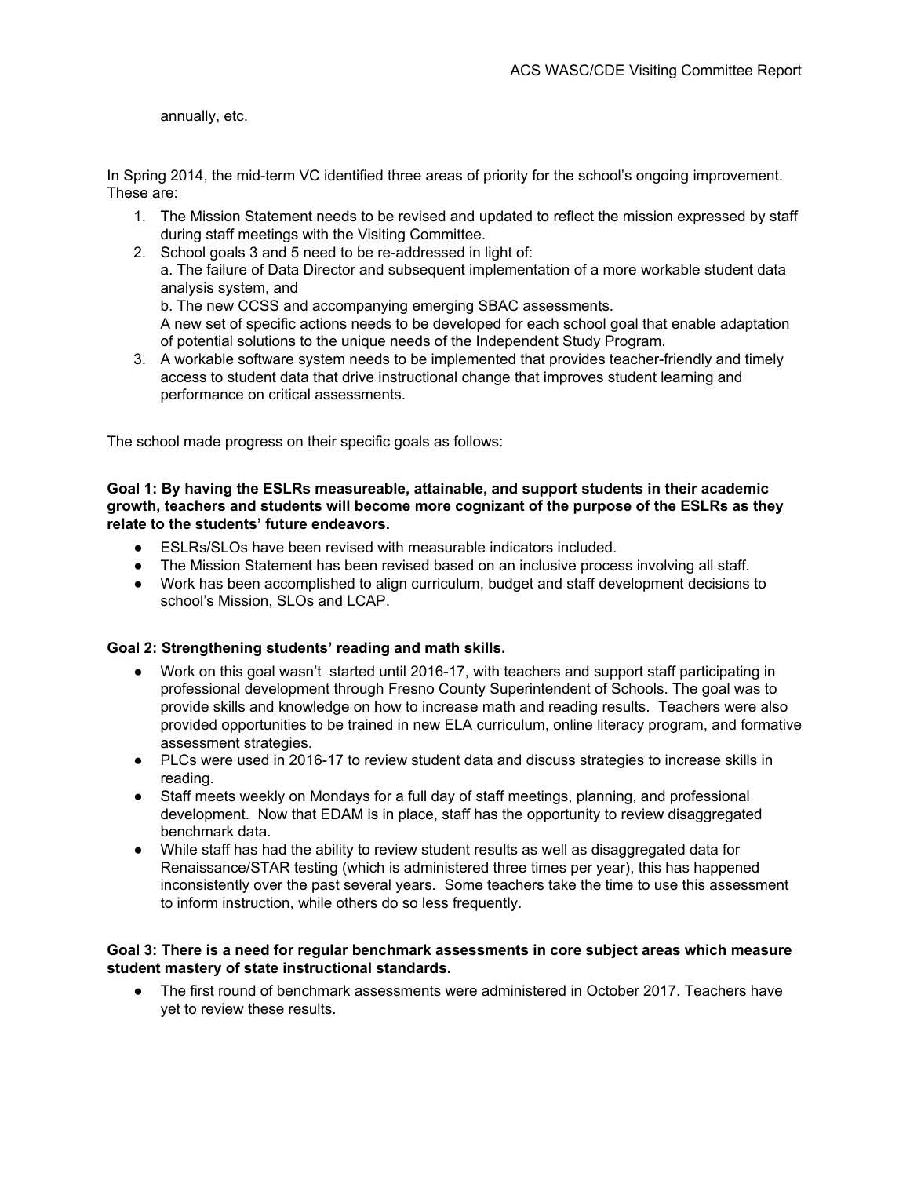annually, etc.

In Spring 2014, the mid-term VC identified three areas of priority for the school's ongoing improvement. These are:

1. The Mission Statement needs to be revised and updated to reflect the mission expressed by staff during staff meetings with the Visiting Committee.
2. School goals 3 and 5 need to be re-addressed in light of:
   a. The failure of Data Director and subsequent implementation of a more workable student data analysis system, and
   b. The new CCSS and accompanying emerging SBAC assessments.
   A new set of specific actions needs to be developed for each school goal that enable adaptation of potential solutions to the unique needs of the Independent Study Program.
3. A workable software system needs to be implemented that provides teacher-friendly and timely access to student data that drive instructional change that improves student learning and performance on critical assessments.

The school made progress on their specific goals as follows:

**Goal 1: By having the ESLRs measureable, attainable, and support students in their academic growth, teachers and students will become more cognizant of the purpose of the ESLRs as they relate to the students' future endeavors.**

- ESLRs/SLOs have been revised with measurable indicators included.
- The Mission Statement has been revised based on an inclusive process involving all staff.
- Work has been accomplished to align curriculum, budget and staff development decisions to school's Mission, SLOs and LCAP.

**Goal 2: Strengthening students' reading and math skills.**

- Work on this goal wasn't started until 2016-17, with teachers and support staff participating in professional development through Fresno County Superintendent of Schools. The goal was to provide skills and knowledge on how to increase math and reading results. Teachers were also provided opportunities to be trained in new ELA curriculum, online literacy program, and formative assessment strategies.
- PLCs were used in 2016-17 to review student data and discuss strategies to increase skills in reading.
- Staff meets weekly on Mondays for a full day of staff meetings, planning, and professional development. Now that EDAM is in place, staff has the opportunity to review disaggregated benchmark data.
- While staff has had the ability to review student results as well as disaggregated data for Renaissance/STAR testing (which is administered three times per year), this has happened inconsistently over the past several years. Some teachers take the time to use this assessment to inform instruction, while others do so less frequently.

**Goal 3: There is a need for regular benchmark assessments in core subject areas which measure student mastery of state instructional standards.**

- The first round of benchmark assessments were administered in October 2017. Teachers have yet to review these results.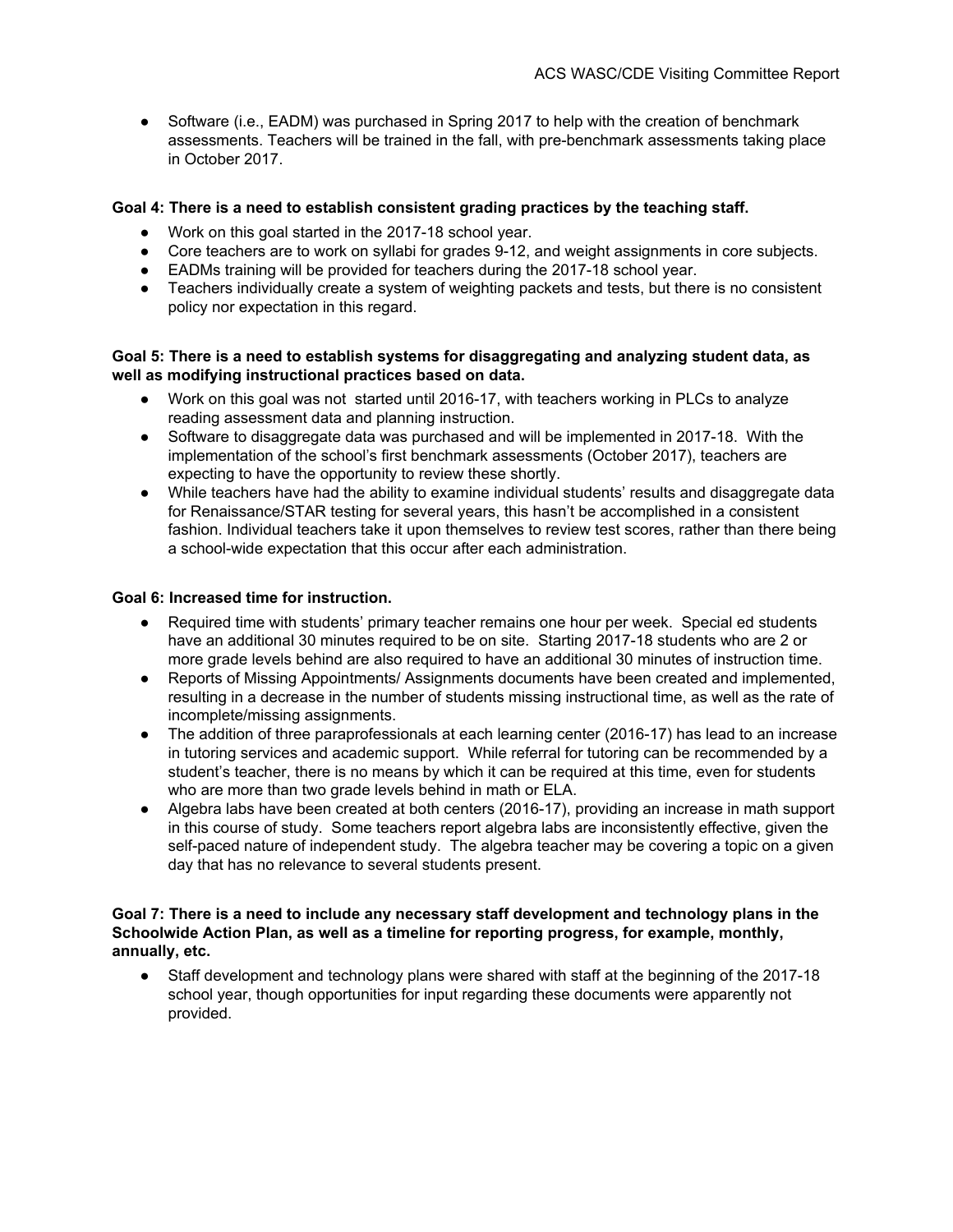- Software (i.e., EADM) was purchased in Spring 2017 to help with the creation of benchmark assessments. Teachers will be trained in the fall, with pre-benchmark assessments taking place in October 2017.

**Goal 4: There is a need to establish consistent grading practices by the teaching staff.**

- Work on this goal started in the 2017-18 school year.
- Core teachers are to work on syllabi for grades 9-12, and weight assignments in core subjects.
- EADMs training will be provided for teachers during the 2017-18 school year.
- Teachers individually create a system of weighting packets and tests, but there is no consistent policy nor expectation in this regard.

**Goal 5: There is a need to establish systems for disaggregating and analyzing student data, as well as modifying instructional practices based on data.**

- Work on this goal was not started until 2016-17, with teachers working in PLCs to analyze reading assessment data and planning instruction.
- Software to disaggregate data was purchased and will be implemented in 2017-18. With the implementation of the school's first benchmark assessments (October 2017), teachers are expecting to have the opportunity to review these shortly.
- While teachers have had the ability to examine individual students' results and disaggregate data for Renaissance/STAR testing for several years, this hasn't be accomplished in a consistent fashion. Individual teachers take it upon themselves to review test scores, rather than there being a school-wide expectation that this occur after each administration.

**Goal 6: Increased time for instruction.**

- Required time with students' primary teacher remains one hour per week. Special ed students have an additional 30 minutes required to be on site. Starting 2017-18 students who are 2 or more grade levels behind are also required to have an additional 30 minutes of instruction time.
- Reports of Missing Appointments/ Assignments documents have been created and implemented, resulting in a decrease in the number of students missing instructional time, as well as the rate of incomplete/missing assignments.
- The addition of three paraprofessionals at each learning center (2016-17) has lead to an increase in tutoring services and academic support. While referral for tutoring can be recommended by a student's teacher, there is no means by which it can be required at this time, even for students who are more than two grade levels behind in math or ELA.
- Algebra labs have been created at both centers (2016-17), providing an increase in math support in this course of study. Some teachers report algebra labs are inconsistently effective, given the self-paced nature of independent study. The algebra teacher may be covering a topic on a given day that has no relevance to several students present.

**Goal 7: There is a need to include any necessary staff development and technology plans in the Schoolwide Action Plan, as well as a timeline for reporting progress, for example, monthly, annually, etc.**

- Staff development and technology plans were shared with staff at the beginning of the 2017-18 school year, though opportunities for input regarding these documents were apparently not provided.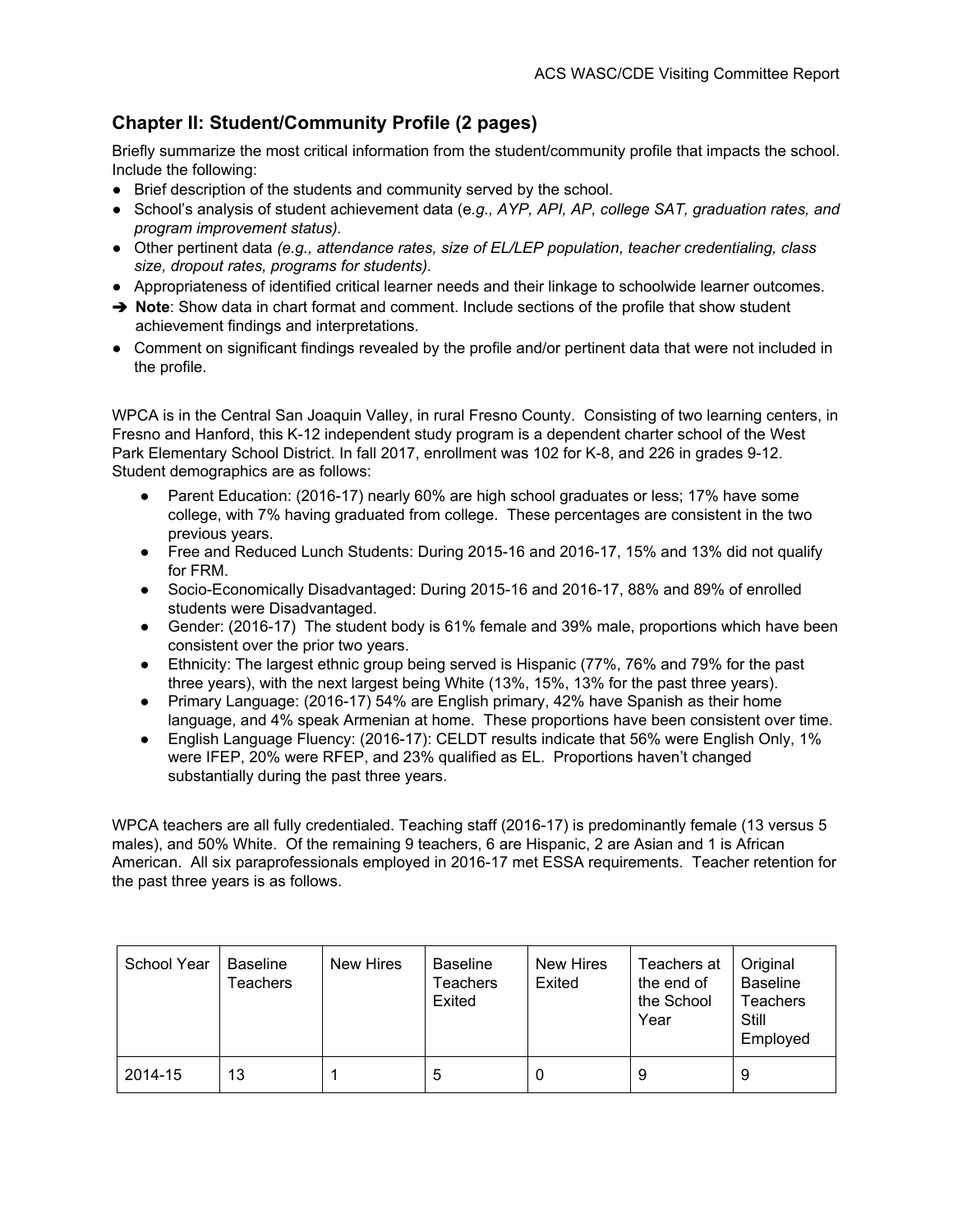## Chapter II: Student/Community Profile (2 pages)

Briefly summarize the most critical information from the student/community profile that impacts the school. Include the following:

- Brief description of the students and community served by the school.
- School's analysis of student achievement data (e*.g., AYP, API, AP, college SAT, graduation rates, and program improvement status).*
- Other pertinent data *(e.g., attendance rates, size of EL/LEP population, teacher credentialing, class size, dropout rates, programs for students).*
- Appropriateness of identified critical learner needs and their linkage to schoolwide learner outcomes.

➔ **Note**: Show data in chart format and comment. Include sections of the profile that show student achievement findings and interpretations.

- Comment on significant findings revealed by the profile and/or pertinent data that were not included in the profile.

WPCA is in the Central San Joaquin Valley, in rural Fresno County. Consisting of two learning centers, in Fresno and Hanford, this K-12 independent study program is a dependent charter school of the West Park Elementary School District. In fall 2017, enrollment was 102 for K-8, and 226 in grades 9-12. Student demographics are as follows:

- Parent Education: (2016-17) nearly 60% are high school graduates or less; 17% have some college, with 7% having graduated from college. These percentages are consistent in the two previous years.
- Free and Reduced Lunch Students: During 2015-16 and 2016-17, 15% and 13% did not qualify for FRM.
- Socio-Economically Disadvantaged: During 2015-16 and 2016-17, 88% and 89% of enrolled students were Disadvantaged.
- Gender: (2016-17) The student body is 61% female and 39% male, proportions which have been consistent over the prior two years.
- Ethnicity: The largest ethnic group being served is Hispanic (77%, 76% and 79% for the past three years), with the next largest being White (13%, 15%, 13% for the past three years).
- Primary Language: (2016-17) 54% are English primary, 42% have Spanish as their home language, and 4% speak Armenian at home. These proportions have been consistent over time.
- English Language Fluency: (2016-17): CELDT results indicate that 56% were English Only, 1% were IFEP, 20% were RFEP, and 23% qualified as EL. Proportions haven't changed substantially during the past three years.

WPCA teachers are all fully credentialed. Teaching staff (2016-17) is predominantly female (13 versus 5 males), and 50% White. Of the remaining 9 teachers, 6 are Hispanic, 2 are Asian and 1 is African American. All six paraprofessionals employed in 2016-17 met ESSA requirements. Teacher retention for the past three years is as follows.

| School Year | Baseline Teachers | New Hires | Baseline Teachers Exited | New Hires Exited | Teachers at the end of the School Year | Original Baseline Teachers Still Employed |
|---|---|---|---|---|---|---|
| 2014-15 | 13 | 1 | 5 | 0 | 9 | 9 |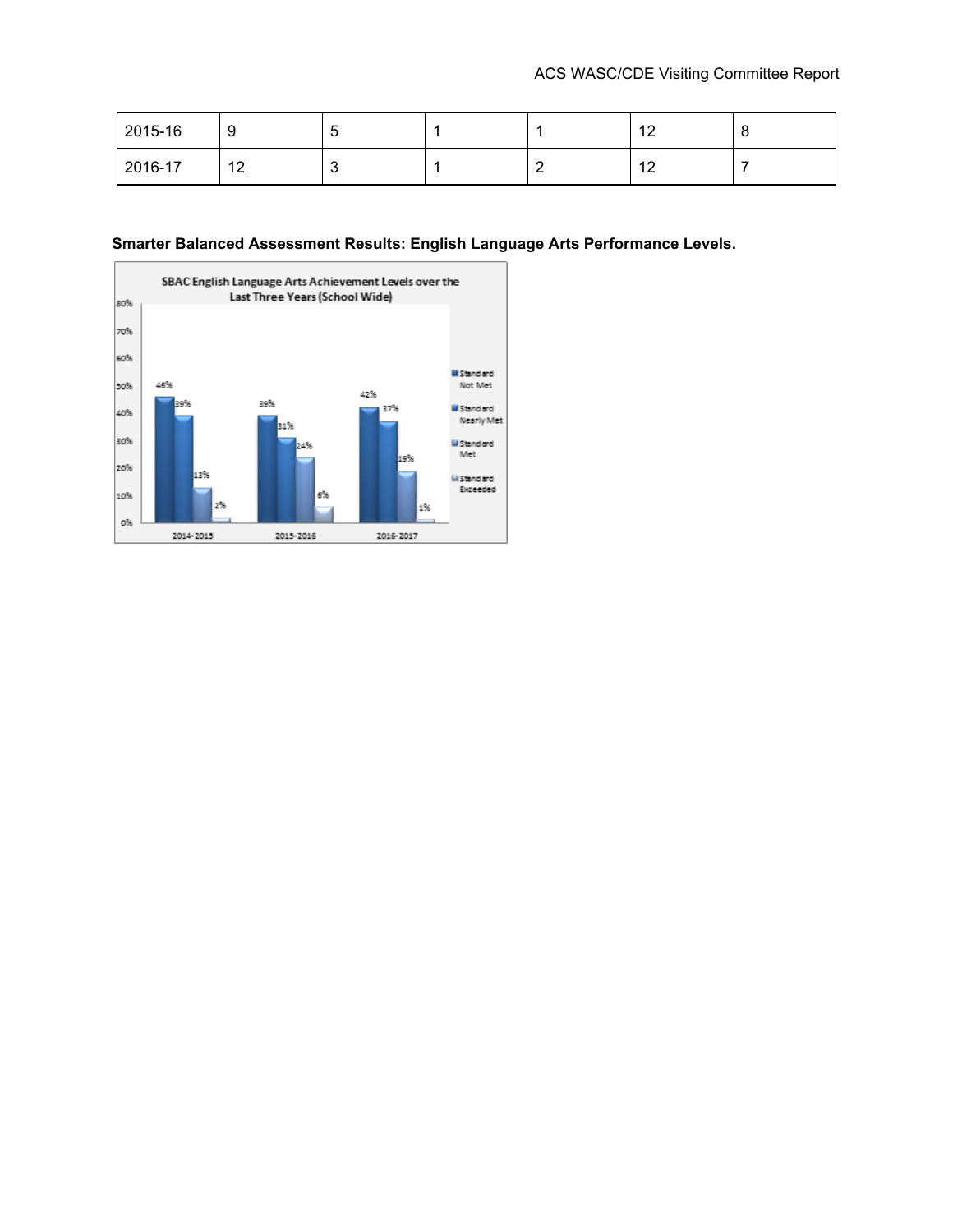| | | | | | | |
|---|---|---|---|---|---|---|
| 2015-16 | 9 | 5 | 1 | 1 | 12 | 8 |
| 2016-17 | 12 | 3 | 1 | 2 | 12 | 7 |

**Smarter Balanced Assessment Results: English Language Arts Performance Levels.**

SBAC English Language Arts Achievement Levels over the Last Three Years (School Wide)

80%
70%
60%
50%
40%
30%
20%
10%
0%

46%
39%
13%
2%
39%
31%
24%
6%
42%
37%
19%
1%

2014-2015
2015-2016
2016-2017

Standard Not Met
Standard Nearly Met
Standard Met
Standard Exceeded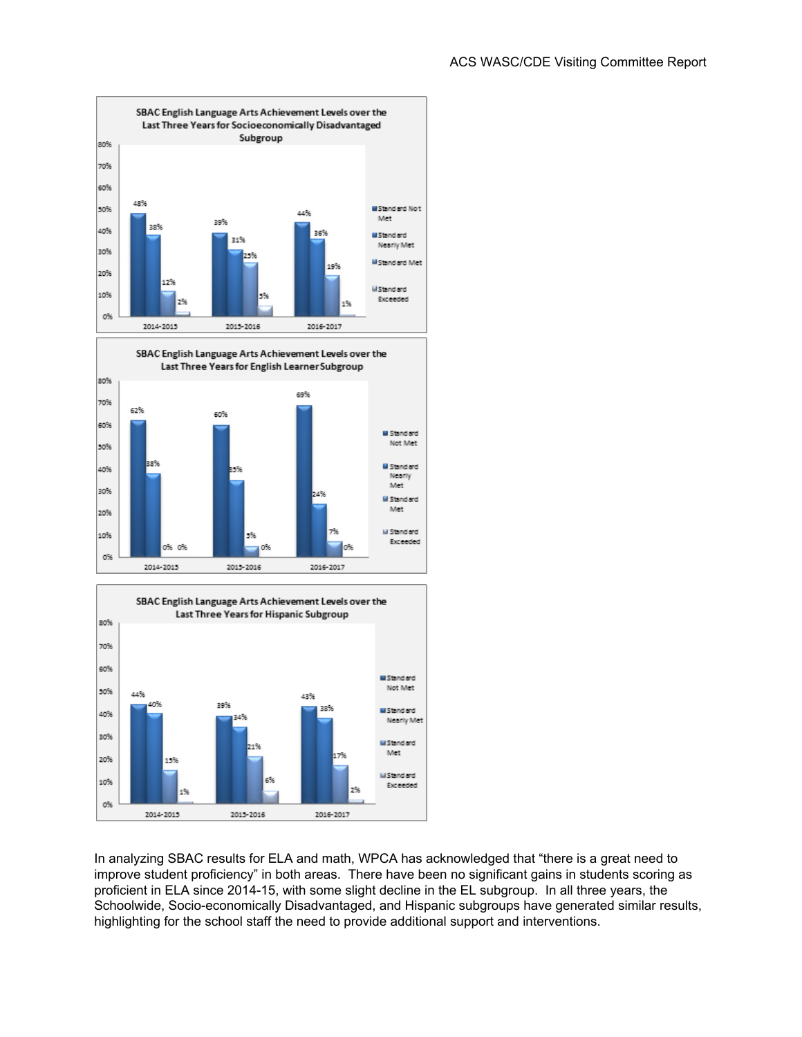SBAC English Language Arts Achievement Levels over the Last Three Years for Socioeconomically Disadvantaged Subgroup

80%
70%
60%
50%
40%
30%
20%
10%
0%

48%
38%
12%
2%
39%
31%
25%
5%
44%
36%
19%
1%

2014-2015
2015-2016
2016-2017

Standard Not Met
Standard Nearly Met
Standard Met
Standard Exceeded

SBAC English Language Arts Achievement Levels over the Last Three Years for English Learner Subgroup

80%
70%
60%
50%
40%
30%
20%
10%
0%

62%
38%
0%
0%
60%
35%
5%
0%
69%
24%
7%
0%

2014-2015
2015-2016
2016-2017

Standard Not Met
Standard Nearly Met
Standard Met
Standard Exceeded

SBAC English Language Arts Achievement Levels over the Last Three Years for Hispanic Subgroup

80%
70%
60%
50%
40%
30%
20%
10%
0%

44%
40%
15%
1%
39%
34%
21%
6%
43%
38%
17%
2%

2014-2015
2015-2016
2016-2017

Standard Not Met
Standard Nearly Met
Standard Met
Standard Exceeded

In analyzing SBAC results for ELA and math, WPCA has acknowledged that "there is a great need to improve student proficiency" in both areas. There have been no significant gains in students scoring as proficient in ELA since 2014-15, with some slight decline in the EL subgroup. In all three years, the Schoolwide, Socio-economically Disadvantaged, and Hispanic subgroups have generated similar results, highlighting for the school staff the need to provide additional support and interventions.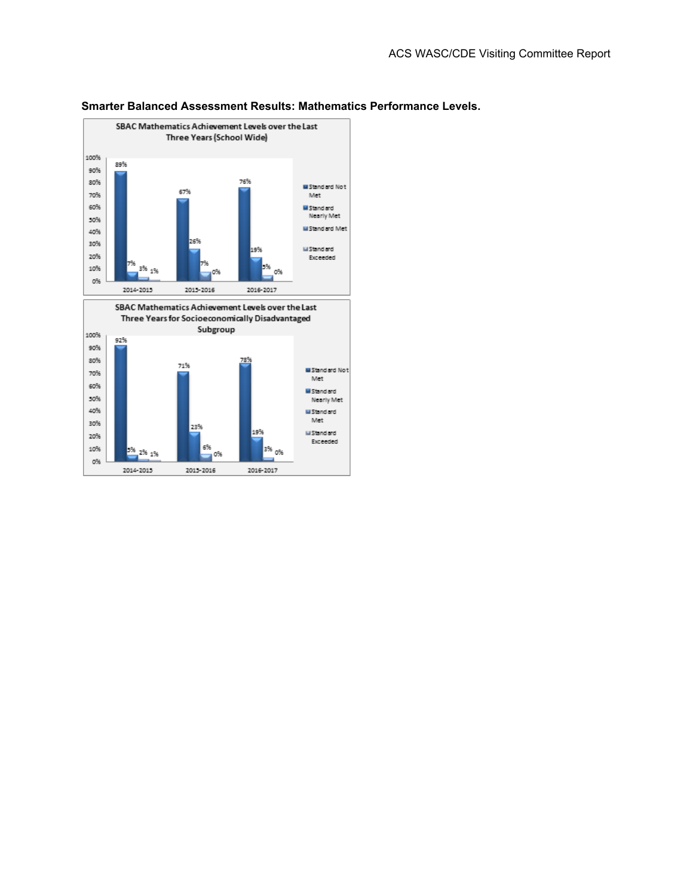**Smarter Balanced Assessment Results: Mathematics Performance Levels.**

SBAC Mathematics Achievement Levels over the Last Three Years (School Wide)

100%
90%
80%
70%
60%
50%
40%
30%
20%
10%
0%

89%
7%
3%
1%
67%
26%
7%
0%
76%
19%
5%
0%

2014-2015
2015-2016
2016-2017

Standard Not Met
Standard Nearly Met
Standard Met
Standard Exceeded

SBAC Mathematics Achievement Levels over the Last Three Years for Socioeconomically Disadvantaged Subgroup

100%
90%
80%
70%
60%
50%
40%
30%
20%
10%
0%

92%
5%
2%
1%
71%
23%
6%
0%
78%
19%
3%
0%

2014-2015
2015-2016
2016-2017

Standard Not Met
Standard Nearly Met
Standard Met
Standard Exceeded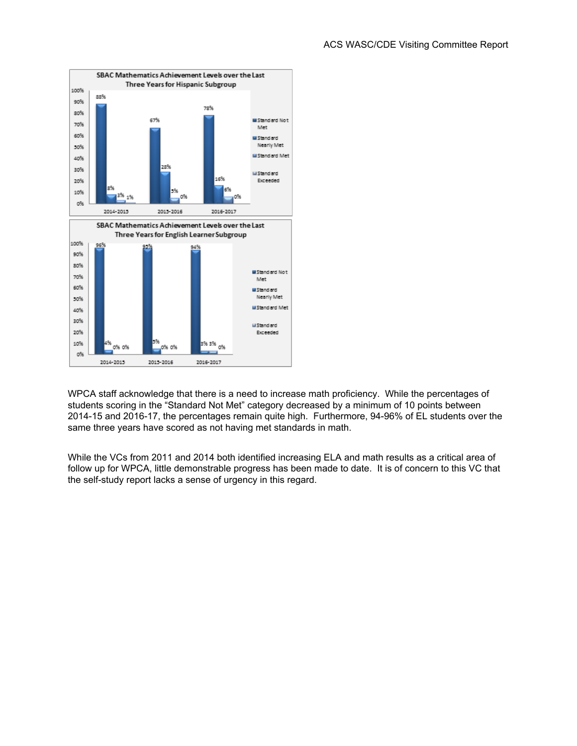SBAC Mathematics Achievement Levels over the Last Three Years for Hispanic Subgroup

100%
90%
80%
70%
60%
50%
40%
30%
20%
10%
0%

88%
8%
3%
1%
67%
28%
5%
0%
78%
16%
6%
0%

2014-2015
2015-2016
2016-2017

Standard Not Met
Standard Nearly Met
Standard Met
Standard Exceeded

SBAC Mathematics Achievement Levels over the Last Three Years for English Learner Subgroup

100%
90%
80%
70%
60%
50%
40%
30%
20%
10%
0%

96%
4%
0%
0%
95%
5%
0%
0%
94%
3%
3%
0%

2014-2015
2015-2016
2016-2017

Standard Not Met
Standard Nearly Met
Standard Met
Standard Exceeded

WPCA staff acknowledge that there is a need to increase math proficiency. While the percentages of students scoring in the "Standard Not Met" category decreased by a minimum of 10 points between 2014-15 and 2016-17, the percentages remain quite high. Furthermore, 94-96% of EL students over the same three years have scored as not having met standards in math.

While the VCs from 2011 and 2014 both identified increasing ELA and math results as a critical area of follow up for WPCA, little demonstrable progress has been made to date. It is of concern to this VC that the self-study report lacks a sense of urgency in this regard.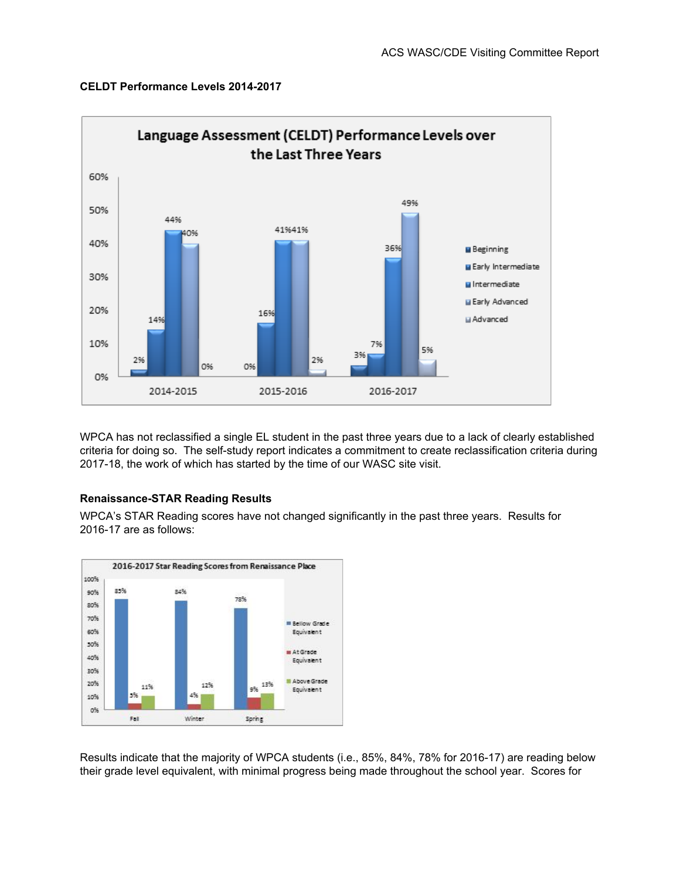**CELDT Performance Levels 2014-2017**

Language Assessment (CELDT) Performance Levels over the Last Three Years

60%
50%
40%
30%
20%
10%
0%

2014-2015: 2%, 14%, 44%, 40%, 0%
2015-2016: 0%, 16%, 41%, 41%, 2%
2016-2017: 3%, 7%, 36%, 49%, 5%

Beginning
Early Intermediate
Intermediate
Early Advanced
Advanced

WPCA has not reclassified a single EL student in the past three years due to a lack of clearly established criteria for doing so. The self-study report indicates a commitment to create reclassification criteria during 2017-18, the work of which has started by the time of our WASC site visit.

**Renaissance-STAR Reading Results**

WPCA's STAR Reading scores have not changed significantly in the past three years. Results for 2016-17 are as follows:

2016-2017 Star Reading Scores from Renaissance Place

100%
90%
80%
70%
60%
50%
40%
30%
20%
10%
0%

Fall: 85%, 5%, 11%
Winter: 84%, 4%, 12%
Spring: 78%, 9%, 13%

Bellow Grade Equivalent
At Grade Equivalent
Above Grade Equivalent

Results indicate that the majority of WPCA students (i.e., 85%, 84%, 78% for 2016-17) are reading below their grade level equivalent, with minimal progress being made throughout the school year. Scores for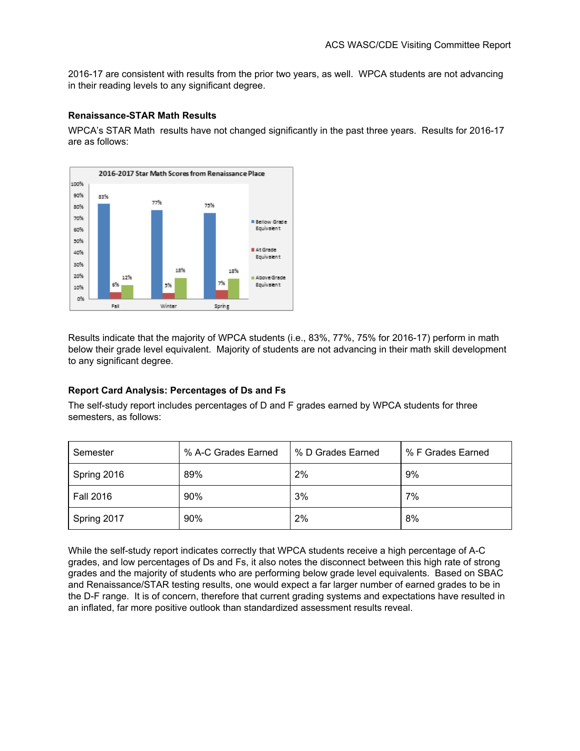2016-17 are consistent with results from the prior two years, as well. WPCA students are not advancing in their reading levels to any significant degree.

**Renaissance-STAR Math Results**

WPCA's STAR Math results have not changed significantly in the past three years. Results for 2016-17 are as follows:

2016-2017 Star Math Scores from Renaissance Place

100%
90%
80%
70%
60%
50%
40%
30%
20%
10%
0%

83%
6%
12%
Fall

77%
5%
18%
Winter

75%
7%
18%
Spring

Bellow Grade Equivalent
At Grade Equivalent
Above Grade Equivalent

Results indicate that the majority of WPCA students (i.e., 83%, 77%, 75% for 2016-17) perform in math below their grade level equivalent. Majority of students are not advancing in their math skill development to any significant degree.

**Report Card Analysis: Percentages of Ds and Fs**

The self-study report includes percentages of D and F grades earned by WPCA students for three semesters, as follows:

| Semester | % A-C Grades Earned | % D Grades Earned | % F Grades Earned |
|---|---|---|---|
| Spring 2016 | 89% | 2% | 9% |
| Fall 2016 | 90% | 3% | 7% |
| Spring 2017 | 90% | 2% | 8% |

While the self-study report indicates correctly that WPCA students receive a high percentage of A-C grades, and low percentages of Ds and Fs, it also notes the disconnect between this high rate of strong grades and the majority of students who are performing below grade level equivalents. Based on SBAC and Renaissance/STAR testing results, one would expect a far larger number of earned grades to be in the D-F range. It is of concern, therefore that current grading systems and expectations have resulted in an inflated, far more positive outlook than standardized assessment results reveal.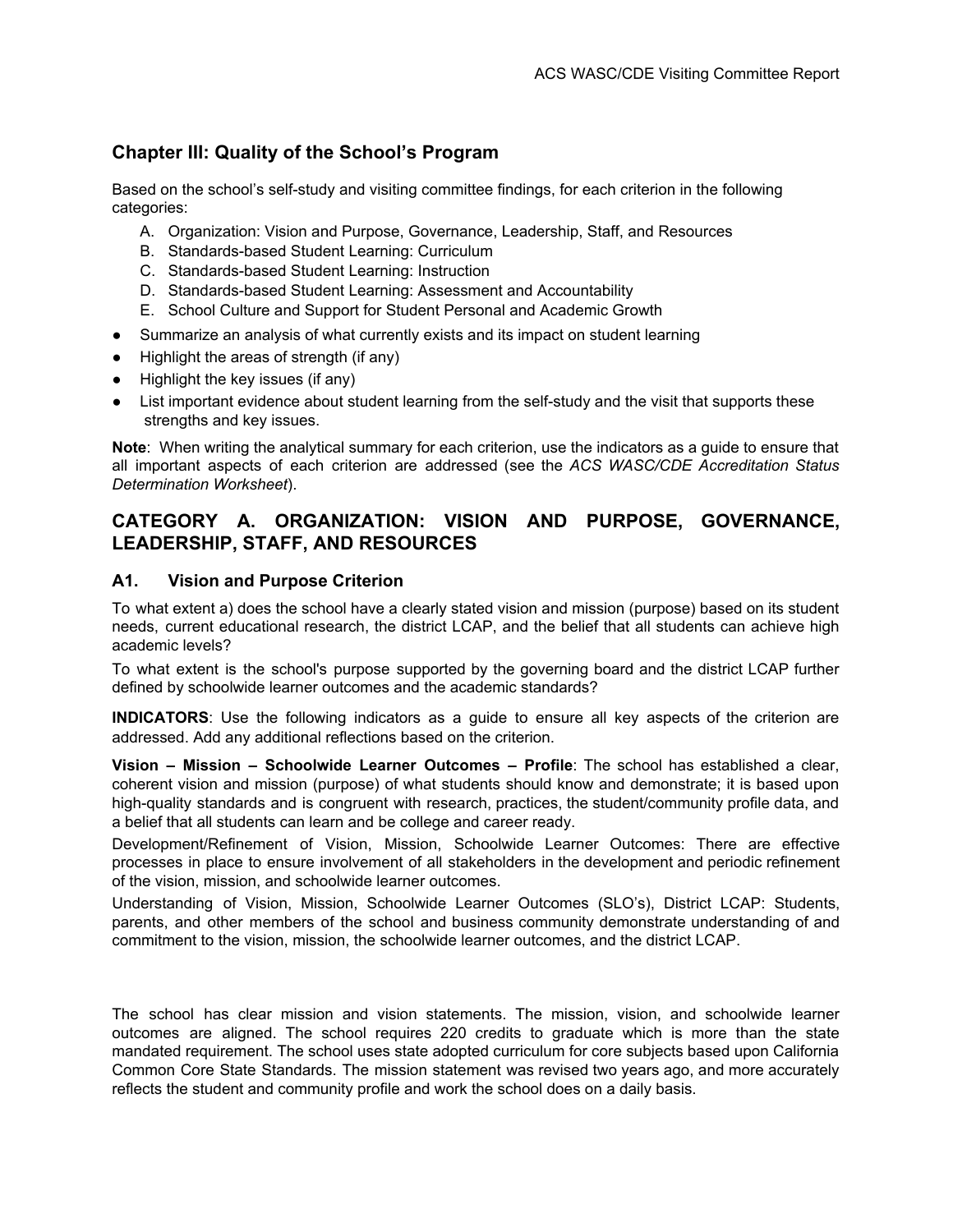## Chapter III: Quality of the School's Program

Based on the school's self-study and visiting committee findings, for each criterion in the following categories:

A. Organization: Vision and Purpose, Governance, Leadership, Staff, and Resources
B. Standards-based Student Learning: Curriculum
C. Standards-based Student Learning: Instruction
D. Standards-based Student Learning: Assessment and Accountability
E. School Culture and Support for Student Personal and Academic Growth

- Summarize an analysis of what currently exists and its impact on student learning
- Highlight the areas of strength (if any)
- Highlight the key issues (if any)
- List important evidence about student learning from the self-study and the visit that supports these strengths and key issues.

**Note**: When writing the analytical summary for each criterion, use the indicators as a guide to ensure that all important aspects of each criterion are addressed (see the *ACS WASC/CDE Accreditation Status Determination Worksheet*).

## CATEGORY A. ORGANIZATION: VISION AND PURPOSE, GOVERNANCE, LEADERSHIP, STAFF, AND RESOURCES

### A1. Vision and Purpose Criterion

To what extent a) does the school have a clearly stated vision and mission (purpose) based on its student needs, current educational research, the district LCAP, and the belief that all students can achieve high academic levels?

To what extent is the school's purpose supported by the governing board and the district LCAP further defined by schoolwide learner outcomes and the academic standards?

**INDICATORS**: Use the following indicators as a guide to ensure all key aspects of the criterion are addressed. Add any additional reflections based on the criterion.

**Vision – Mission – Schoolwide Learner Outcomes – Profile**: The school has established a clear, coherent vision and mission (purpose) of what students should know and demonstrate; it is based upon high-quality standards and is congruent with research, practices, the student/community profile data, and a belief that all students can learn and be college and career ready.

Development/Refinement of Vision, Mission, Schoolwide Learner Outcomes: There are effective processes in place to ensure involvement of all stakeholders in the development and periodic refinement of the vision, mission, and schoolwide learner outcomes.

Understanding of Vision, Mission, Schoolwide Learner Outcomes (SLO's), District LCAP: Students, parents, and other members of the school and business community demonstrate understanding of and commitment to the vision, mission, the schoolwide learner outcomes, and the district LCAP.

The school has clear mission and vision statements. The mission, vision, and schoolwide learner outcomes are aligned. The school requires 220 credits to graduate which is more than the state mandated requirement. The school uses state adopted curriculum for core subjects based upon California Common Core State Standards. The mission statement was revised two years ago, and more accurately reflects the student and community profile and work the school does on a daily basis.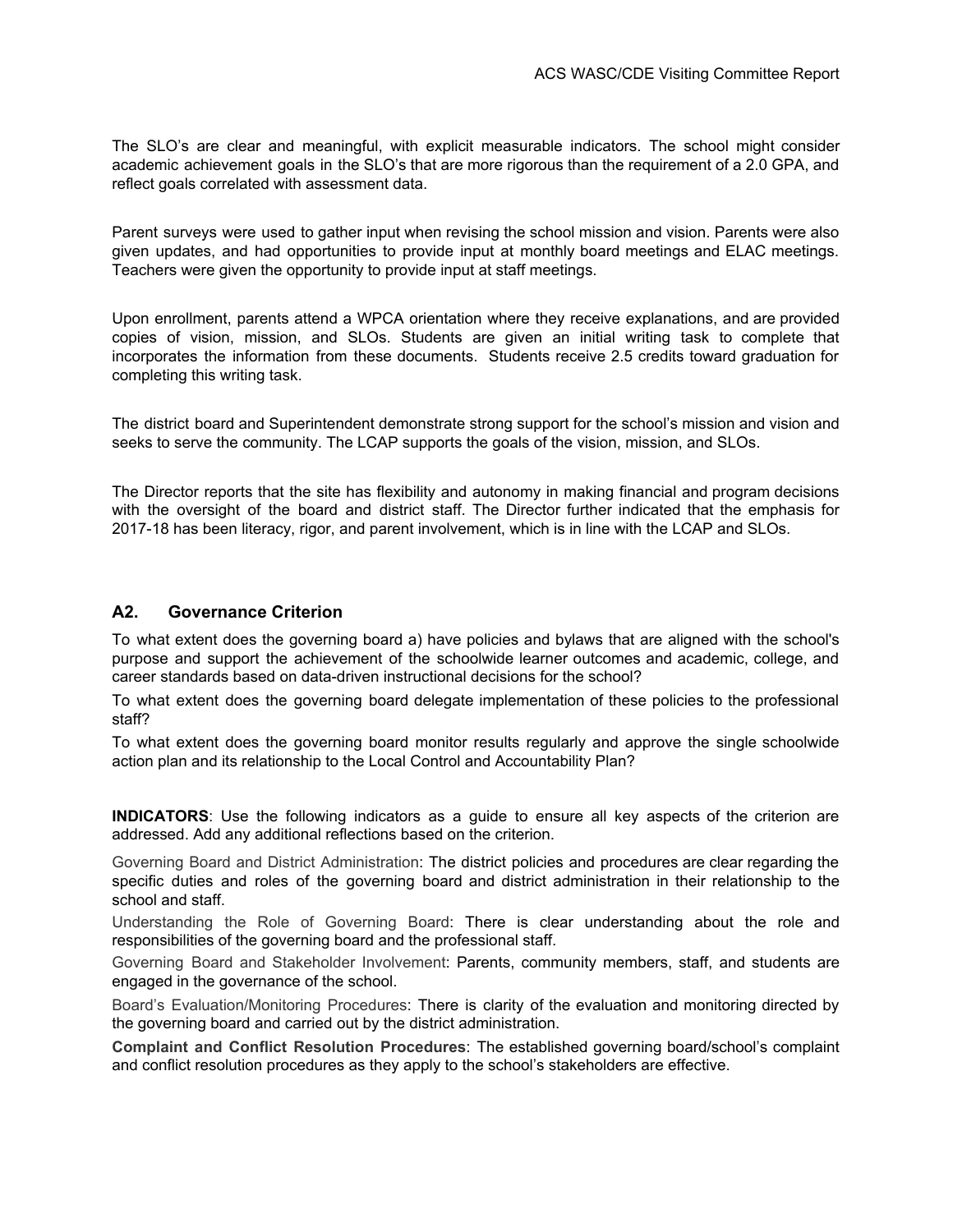The SLO's are clear and meaningful, with explicit measurable indicators. The school might consider academic achievement goals in the SLO's that are more rigorous than the requirement of a 2.0 GPA, and reflect goals correlated with assessment data.

Parent surveys were used to gather input when revising the school mission and vision. Parents were also given updates, and had opportunities to provide input at monthly board meetings and ELAC meetings. Teachers were given the opportunity to provide input at staff meetings.

Upon enrollment, parents attend a WPCA orientation where they receive explanations, and are provided copies of vision, mission, and SLOs. Students are given an initial writing task to complete that incorporates the information from these documents. Students receive 2.5 credits toward graduation for completing this writing task.

The district board and Superintendent demonstrate strong support for the school's mission and vision and seeks to serve the community. The LCAP supports the goals of the vision, mission, and SLOs.

The Director reports that the site has flexibility and autonomy in making financial and program decisions with the oversight of the board and district staff. The Director further indicated that the emphasis for 2017-18 has been literacy, rigor, and parent involvement, which is in line with the LCAP and SLOs.

## A2. Governance Criterion

To what extent does the governing board a) have policies and bylaws that are aligned with the school's purpose and support the achievement of the schoolwide learner outcomes and academic, college, and career standards based on data-driven instructional decisions for the school?

To what extent does the governing board delegate implementation of these policies to the professional staff?

To what extent does the governing board monitor results regularly and approve the single schoolwide action plan and its relationship to the Local Control and Accountability Plan?

**INDICATORS**: Use the following indicators as a guide to ensure all key aspects of the criterion are addressed. Add any additional reflections based on the criterion.

Governing Board and District Administration: The district policies and procedures are clear regarding the specific duties and roles of the governing board and district administration in their relationship to the school and staff.

Understanding the Role of Governing Board: There is clear understanding about the role and responsibilities of the governing board and the professional staff.

Governing Board and Stakeholder Involvement: Parents, community members, staff, and students are engaged in the governance of the school.

Board's Evaluation/Monitoring Procedures: There is clarity of the evaluation and monitoring directed by the governing board and carried out by the district administration.

**Complaint and Conflict Resolution Procedures**: The established governing board/school's complaint and conflict resolution procedures as they apply to the school's stakeholders are effective.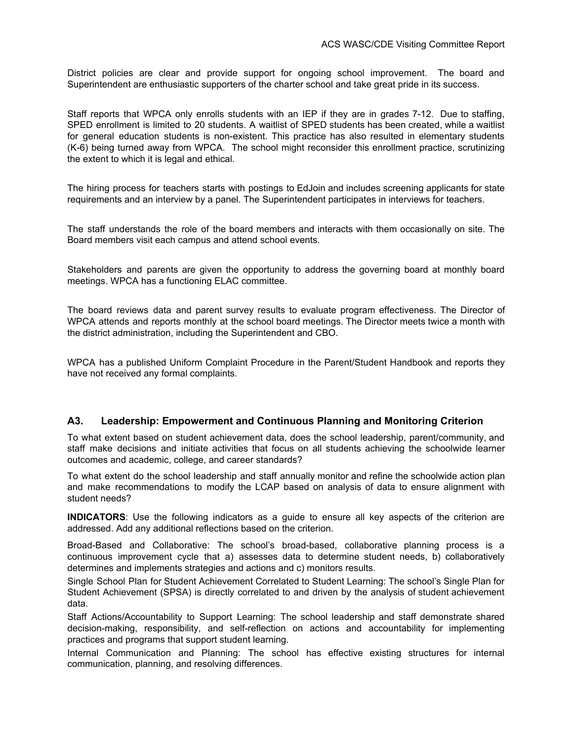District policies are clear and provide support for ongoing school improvement. The board and Superintendent are enthusiastic supporters of the charter school and take great pride in its success.

Staff reports that WPCA only enrolls students with an IEP if they are in grades 7-12. Due to staffing, SPED enrollment is limited to 20 students. A waitlist of SPED students has been created, while a waitlist for general education students is non-existent. This practice has also resulted in elementary students (K-6) being turned away from WPCA. The school might reconsider this enrollment practice, scrutinizing the extent to which it is legal and ethical.

The hiring process for teachers starts with postings to EdJoin and includes screening applicants for state requirements and an interview by a panel. The Superintendent participates in interviews for teachers.

The staff understands the role of the board members and interacts with them occasionally on site. The Board members visit each campus and attend school events.

Stakeholders and parents are given the opportunity to address the governing board at monthly board meetings. WPCA has a functioning ELAC committee.

The board reviews data and parent survey results to evaluate program effectiveness. The Director of WPCA attends and reports monthly at the school board meetings. The Director meets twice a month with the district administration, including the Superintendent and CBO.

WPCA has a published Uniform Complaint Procedure in the Parent/Student Handbook and reports they have not received any formal complaints.

### A3. Leadership: Empowerment and Continuous Planning and Monitoring Criterion

To what extent based on student achievement data, does the school leadership, parent/community, and staff make decisions and initiate activities that focus on all students achieving the schoolwide learner outcomes and academic, college, and career standards?

To what extent do the school leadership and staff annually monitor and refine the schoolwide action plan and make recommendations to modify the LCAP based on analysis of data to ensure alignment with student needs?

**INDICATORS**: Use the following indicators as a guide to ensure all key aspects of the criterion are addressed. Add any additional reflections based on the criterion.

Broad-Based and Collaborative: The school's broad-based, collaborative planning process is a continuous improvement cycle that a) assesses data to determine student needs, b) collaboratively determines and implements strategies and actions and c) monitors results.

Single School Plan for Student Achievement Correlated to Student Learning: The school's Single Plan for Student Achievement (SPSA) is directly correlated to and driven by the analysis of student achievement data.

Staff Actions/Accountability to Support Learning: The school leadership and staff demonstrate shared decision-making, responsibility, and self-reflection on actions and accountability for implementing practices and programs that support student learning.

Internal Communication and Planning: The school has effective existing structures for internal communication, planning, and resolving differences.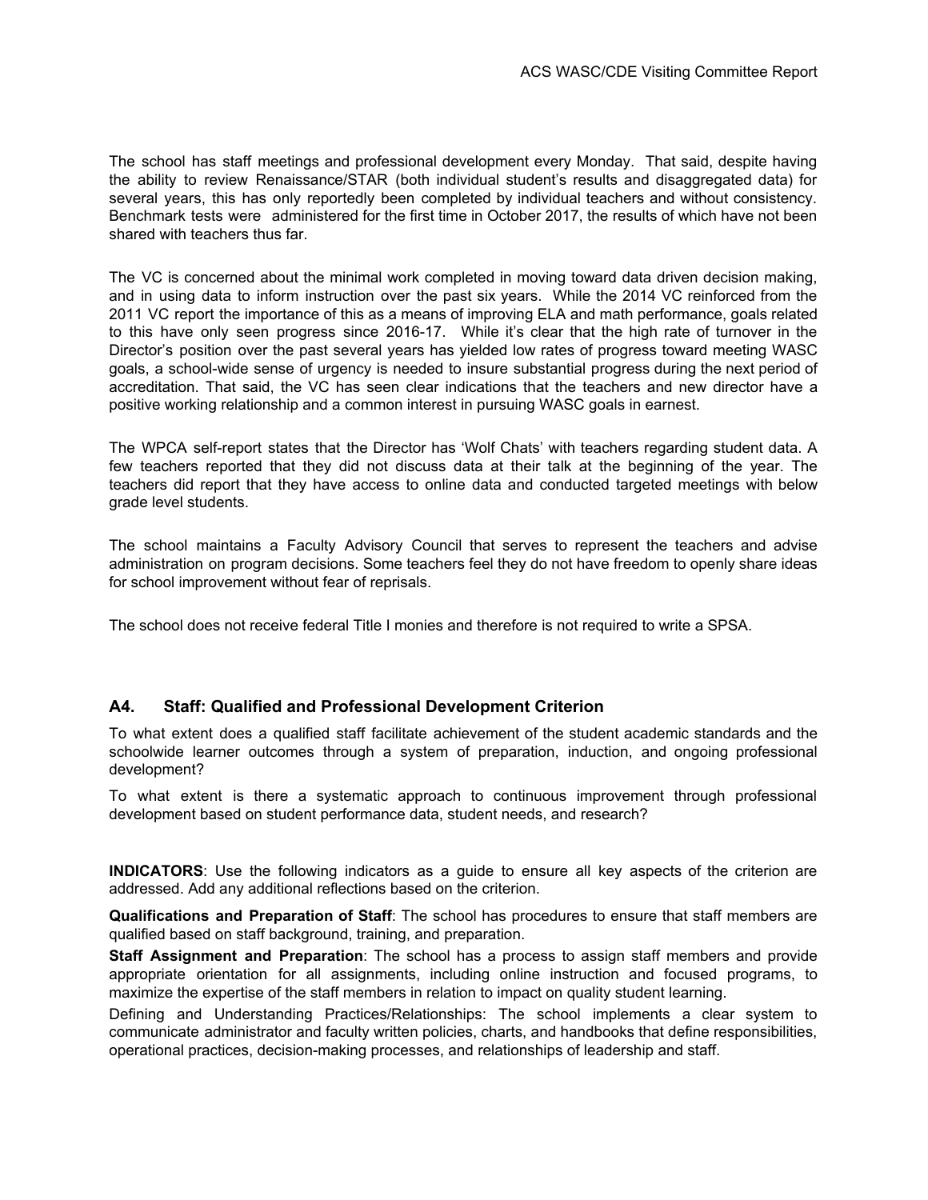The school has staff meetings and professional development every Monday. That said, despite having the ability to review Renaissance/STAR (both individual student's results and disaggregated data) for several years, this has only reportedly been completed by individual teachers and without consistency. Benchmark tests were administered for the first time in October 2017, the results of which have not been shared with teachers thus far.

The VC is concerned about the minimal work completed in moving toward data driven decision making, and in using data to inform instruction over the past six years. While the 2014 VC reinforced from the 2011 VC report the importance of this as a means of improving ELA and math performance, goals related to this have only seen progress since 2016-17. While it's clear that the high rate of turnover in the Director's position over the past several years has yielded low rates of progress toward meeting WASC goals, a school-wide sense of urgency is needed to insure substantial progress during the next period of accreditation. That said, the VC has seen clear indications that the teachers and new director have a positive working relationship and a common interest in pursuing WASC goals in earnest.

The WPCA self-report states that the Director has 'Wolf Chats' with teachers regarding student data. A few teachers reported that they did not discuss data at their talk at the beginning of the year. The teachers did report that they have access to online data and conducted targeted meetings with below grade level students.

The school maintains a Faculty Advisory Council that serves to represent the teachers and advise administration on program decisions. Some teachers feel they do not have freedom to openly share ideas for school improvement without fear of reprisals.

The school does not receive federal Title I monies and therefore is not required to write a SPSA.

### A4. Staff: Qualified and Professional Development Criterion

To what extent does a qualified staff facilitate achievement of the student academic standards and the schoolwide learner outcomes through a system of preparation, induction, and ongoing professional development?

To what extent is there a systematic approach to continuous improvement through professional development based on student performance data, student needs, and research?

**INDICATORS**: Use the following indicators as a guide to ensure all key aspects of the criterion are addressed. Add any additional reflections based on the criterion.

**Qualifications and Preparation of Staff**: The school has procedures to ensure that staff members are qualified based on staff background, training, and preparation.

**Staff Assignment and Preparation**: The school has a process to assign staff members and provide appropriate orientation for all assignments, including online instruction and focused programs, to maximize the expertise of the staff members in relation to impact on quality student learning.

Defining and Understanding Practices/Relationships: The school implements a clear system to communicate administrator and faculty written policies, charts, and handbooks that define responsibilities, operational practices, decision-making processes, and relationships of leadership and staff.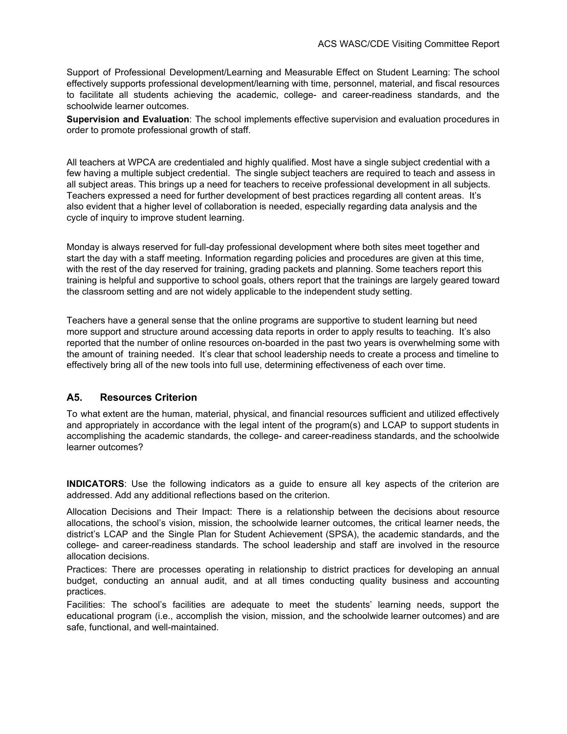Support of Professional Development/Learning and Measurable Effect on Student Learning: The school effectively supports professional development/learning with time, personnel, material, and fiscal resources to facilitate all students achieving the academic, college- and career-readiness standards, and the schoolwide learner outcomes.

**Supervision and Evaluation**: The school implements effective supervision and evaluation procedures in order to promote professional growth of staff.

All teachers at WPCA are credentialed and highly qualified. Most have a single subject credential with a few having a multiple subject credential. The single subject teachers are required to teach and assess in all subject areas. This brings up a need for teachers to receive professional development in all subjects. Teachers expressed a need for further development of best practices regarding all content areas. It's also evident that a higher level of collaboration is needed, especially regarding data analysis and the cycle of inquiry to improve student learning.

Monday is always reserved for full-day professional development where both sites meet together and start the day with a staff meeting. Information regarding policies and procedures are given at this time, with the rest of the day reserved for training, grading packets and planning. Some teachers report this training is helpful and supportive to school goals, others report that the trainings are largely geared toward the classroom setting and are not widely applicable to the independent study setting.

Teachers have a general sense that the online programs are supportive to student learning but need more support and structure around accessing data reports in order to apply results to teaching. It's also reported that the number of online resources on-boarded in the past two years is overwhelming some with the amount of training needed. It's clear that school leadership needs to create a process and timeline to effectively bring all of the new tools into full use, determining effectiveness of each over time.

## A5. Resources Criterion

To what extent are the human, material, physical, and financial resources sufficient and utilized effectively and appropriately in accordance with the legal intent of the program(s) and LCAP to support students in accomplishing the academic standards, the college- and career-readiness standards, and the schoolwide learner outcomes?

**INDICATORS**: Use the following indicators as a guide to ensure all key aspects of the criterion are addressed. Add any additional reflections based on the criterion.

Allocation Decisions and Their Impact: There is a relationship between the decisions about resource allocations, the school's vision, mission, the schoolwide learner outcomes, the critical learner needs, the district's LCAP and the Single Plan for Student Achievement (SPSA), the academic standards, and the college- and career-readiness standards. The school leadership and staff are involved in the resource allocation decisions.

Practices: There are processes operating in relationship to district practices for developing an annual budget, conducting an annual audit, and at all times conducting quality business and accounting practices.

Facilities: The school's facilities are adequate to meet the students' learning needs, support the educational program (i.e., accomplish the vision, mission, and the schoolwide learner outcomes) and are safe, functional, and well-maintained.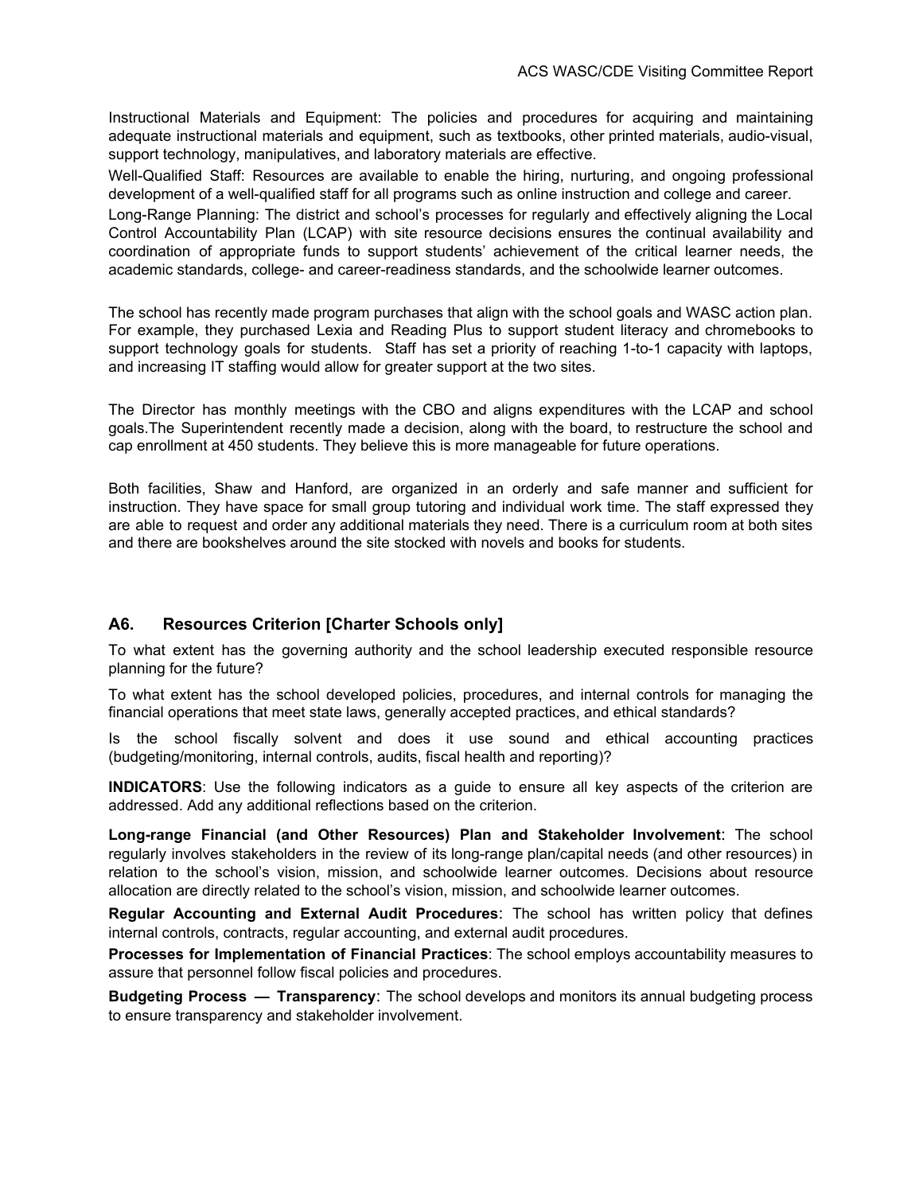Instructional Materials and Equipment: The policies and procedures for acquiring and maintaining adequate instructional materials and equipment, such as textbooks, other printed materials, audio-visual, support technology, manipulatives, and laboratory materials are effective.

Well-Qualified Staff: Resources are available to enable the hiring, nurturing, and ongoing professional development of a well-qualified staff for all programs such as online instruction and college and career.

Long-Range Planning: The district and school's processes for regularly and effectively aligning the Local Control Accountability Plan (LCAP) with site resource decisions ensures the continual availability and coordination of appropriate funds to support students' achievement of the critical learner needs, the academic standards, college- and career-readiness standards, and the schoolwide learner outcomes.

The school has recently made program purchases that align with the school goals and WASC action plan. For example, they purchased Lexia and Reading Plus to support student literacy and chromebooks to support technology goals for students. Staff has set a priority of reaching 1-to-1 capacity with laptops, and increasing IT staffing would allow for greater support at the two sites.

The Director has monthly meetings with the CBO and aligns expenditures with the LCAP and school goals.The Superintendent recently made a decision, along with the board, to restructure the school and cap enrollment at 450 students. They believe this is more manageable for future operations.

Both facilities, Shaw and Hanford, are organized in an orderly and safe manner and sufficient for instruction. They have space for small group tutoring and individual work time. The staff expressed they are able to request and order any additional materials they need. There is a curriculum room at both sites and there are bookshelves around the site stocked with novels and books for students.

### A6. Resources Criterion [Charter Schools only]

To what extent has the governing authority and the school leadership executed responsible resource planning for the future?

To what extent has the school developed policies, procedures, and internal controls for managing the financial operations that meet state laws, generally accepted practices, and ethical standards?

Is the school fiscally solvent and does it use sound and ethical accounting practices (budgeting/monitoring, internal controls, audits, fiscal health and reporting)?

**INDICATORS**: Use the following indicators as a guide to ensure all key aspects of the criterion are addressed. Add any additional reflections based on the criterion.

**Long-range Financial (and Other Resources) Plan and Stakeholder Involvement**: The school regularly involves stakeholders in the review of its long-range plan/capital needs (and other resources) in relation to the school's vision, mission, and schoolwide learner outcomes. Decisions about resource allocation are directly related to the school's vision, mission, and schoolwide learner outcomes.

**Regular Accounting and External Audit Procedures**: The school has written policy that defines internal controls, contracts, regular accounting, and external audit procedures.

**Processes for Implementation of Financial Practices**: The school employs accountability measures to assure that personnel follow fiscal policies and procedures.

**Budgeting Process — Transparency**: The school develops and monitors its annual budgeting process to ensure transparency and stakeholder involvement.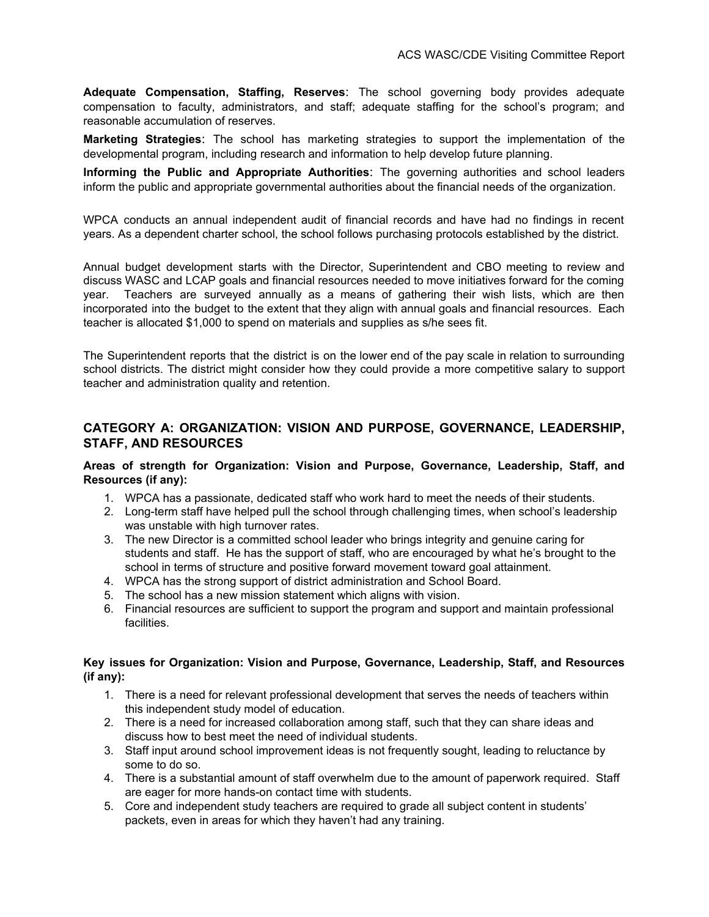**Adequate Compensation, Staffing, Reserves**: The school governing body provides adequate compensation to faculty, administrators, and staff; adequate staffing for the school's program; and reasonable accumulation of reserves.

**Marketing Strategies**: The school has marketing strategies to support the implementation of the developmental program, including research and information to help develop future planning.

**Informing the Public and Appropriate Authorities**: The governing authorities and school leaders inform the public and appropriate governmental authorities about the financial needs of the organization.

WPCA conducts an annual independent audit of financial records and have had no findings in recent years. As a dependent charter school, the school follows purchasing protocols established by the district.

Annual budget development starts with the Director, Superintendent and CBO meeting to review and discuss WASC and LCAP goals and financial resources needed to move initiatives forward for the coming year. Teachers are surveyed annually as a means of gathering their wish lists, which are then incorporated into the budget to the extent that they align with annual goals and financial resources. Each teacher is allocated $1,000 to spend on materials and supplies as s/he sees fit.

The Superintendent reports that the district is on the lower end of the pay scale in relation to surrounding school districts. The district might consider how they could provide a more competitive salary to support teacher and administration quality and retention.

## CATEGORY A: ORGANIZATION: VISION AND PURPOSE, GOVERNANCE, LEADERSHIP, STAFF, AND RESOURCES

**Areas of strength for Organization: Vision and Purpose, Governance, Leadership, Staff, and Resources (if any):**

1. WPCA has a passionate, dedicated staff who work hard to meet the needs of their students.
2. Long-term staff have helped pull the school through challenging times, when school's leadership was unstable with high turnover rates.
3. The new Director is a committed school leader who brings integrity and genuine caring for students and staff. He has the support of staff, who are encouraged by what he's brought to the school in terms of structure and positive forward movement toward goal attainment.
4. WPCA has the strong support of district administration and School Board.
5. The school has a new mission statement which aligns with vision.
6. Financial resources are sufficient to support the program and support and maintain professional facilities.

**Key issues for Organization: Vision and Purpose, Governance, Leadership, Staff, and Resources (if any):**

1. There is a need for relevant professional development that serves the needs of teachers within this independent study model of education.
2. There is a need for increased collaboration among staff, such that they can share ideas and discuss how to best meet the need of individual students.
3. Staff input around school improvement ideas is not frequently sought, leading to reluctance by some to do so.
4. There is a substantial amount of staff overwhelm due to the amount of paperwork required. Staff are eager for more hands-on contact time with students.
5. Core and independent study teachers are required to grade all subject content in students' packets, even in areas for which they haven't had any training.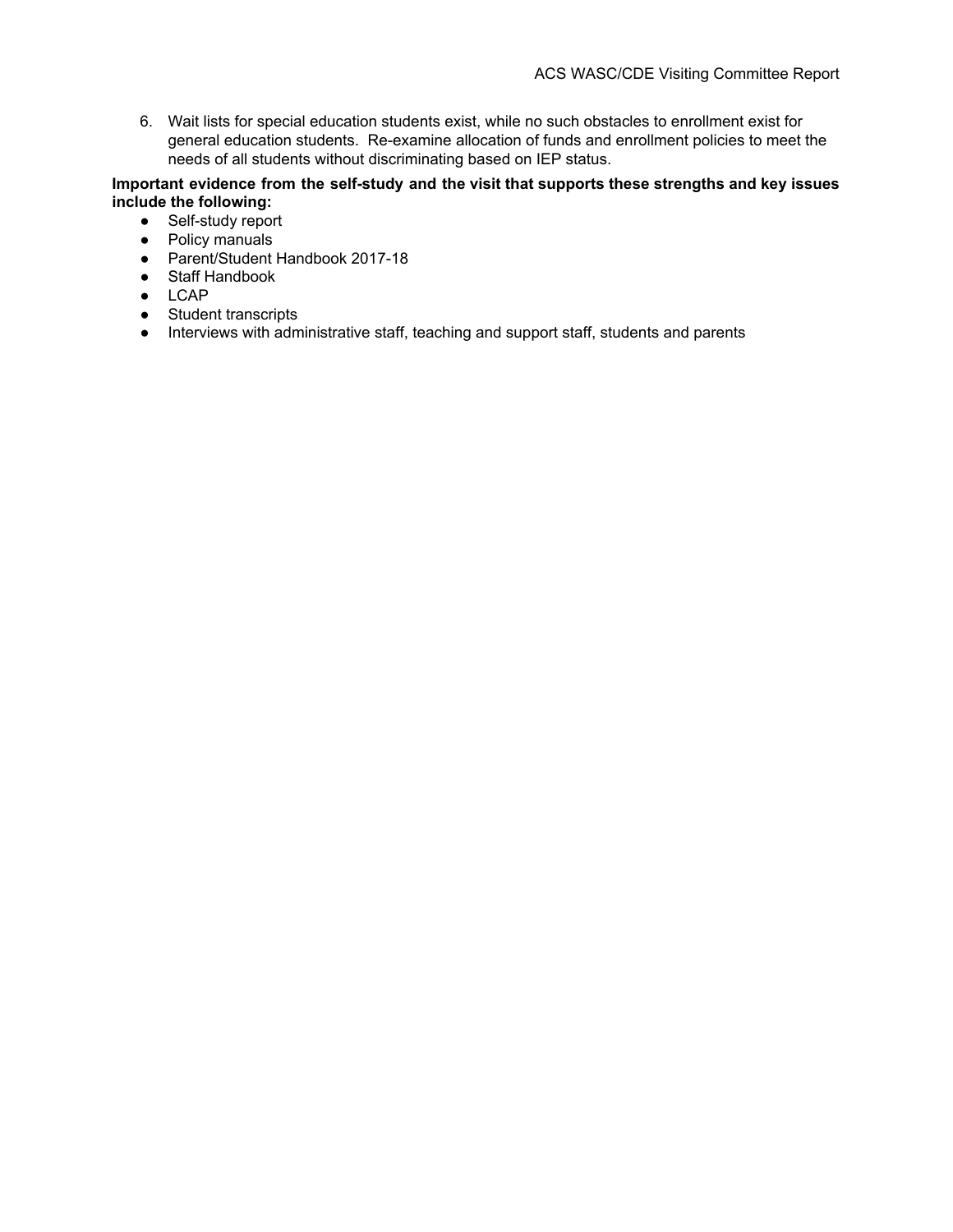6. Wait lists for special education students exist, while no such obstacles to enrollment exist for general education students. Re-examine allocation of funds and enrollment policies to meet the needs of all students without discriminating based on IEP status.

**Important evidence from the self-study and the visit that supports these strengths and key issues include the following:**

- Self-study report
- Policy manuals
- Parent/Student Handbook 2017-18
- Staff Handbook
- LCAP
- Student transcripts
- Interviews with administrative staff, teaching and support staff, students and parents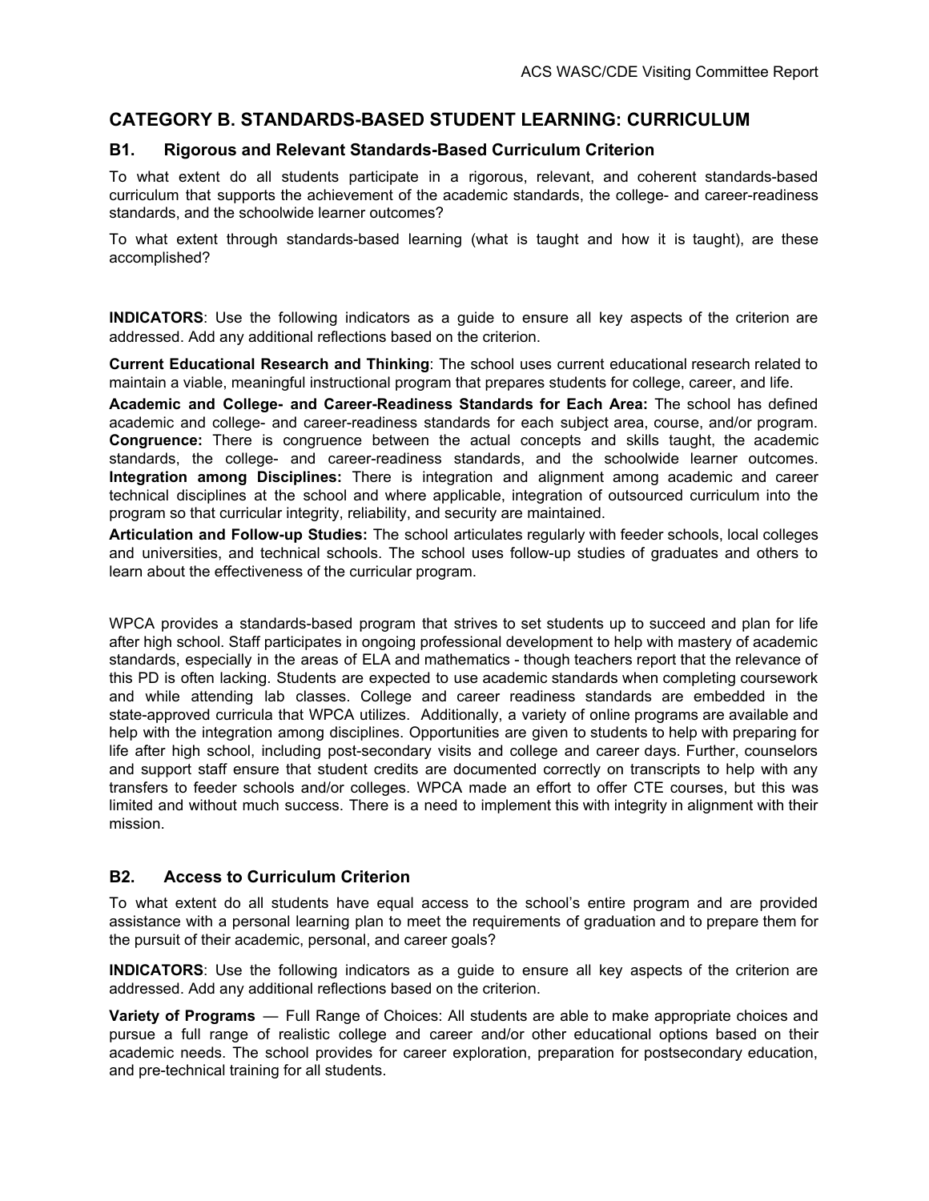## CATEGORY B. STANDARDS-BASED STUDENT LEARNING: CURRICULUM

### B1. Rigorous and Relevant Standards-Based Curriculum Criterion

To what extent do all students participate in a rigorous, relevant, and coherent standards-based curriculum that supports the achievement of the academic standards, the college- and career-readiness standards, and the schoolwide learner outcomes?

To what extent through standards-based learning (what is taught and how it is taught), are these accomplished?

**INDICATORS**: Use the following indicators as a guide to ensure all key aspects of the criterion are addressed. Add any additional reflections based on the criterion.

**Current Educational Research and Thinking**: The school uses current educational research related to maintain a viable, meaningful instructional program that prepares students for college, career, and life.

**Academic and College- and Career-Readiness Standards for Each Area:** The school has defined academic and college- and career-readiness standards for each subject area, course, and/or program. **Congruence:** There is congruence between the actual concepts and skills taught, the academic standards, the college- and career-readiness standards, and the schoolwide learner outcomes. **Integration among Disciplines:** There is integration and alignment among academic and career technical disciplines at the school and where applicable, integration of outsourced curriculum into the program so that curricular integrity, reliability, and security are maintained.

**Articulation and Follow-up Studies:** The school articulates regularly with feeder schools, local colleges and universities, and technical schools. The school uses follow-up studies of graduates and others to learn about the effectiveness of the curricular program.

WPCA provides a standards-based program that strives to set students up to succeed and plan for life after high school. Staff participates in ongoing professional development to help with mastery of academic standards, especially in the areas of ELA and mathematics - though teachers report that the relevance of this PD is often lacking. Students are expected to use academic standards when completing coursework and while attending lab classes. College and career readiness standards are embedded in the state-approved curricula that WPCA utilizes. Additionally, a variety of online programs are available and help with the integration among disciplines. Opportunities are given to students to help with preparing for life after high school, including post-secondary visits and college and career days. Further, counselors and support staff ensure that student credits are documented correctly on transcripts to help with any transfers to feeder schools and/or colleges. WPCA made an effort to offer CTE courses, but this was limited and without much success. There is a need to implement this with integrity in alignment with their mission.

### B2. Access to Curriculum Criterion

To what extent do all students have equal access to the school's entire program and are provided assistance with a personal learning plan to meet the requirements of graduation and to prepare them for the pursuit of their academic, personal, and career goals?

**INDICATORS**: Use the following indicators as a guide to ensure all key aspects of the criterion are addressed. Add any additional reflections based on the criterion.

**Variety of Programs** — Full Range of Choices: All students are able to make appropriate choices and pursue a full range of realistic college and career and/or other educational options based on their academic needs. The school provides for career exploration, preparation for postsecondary education, and pre-technical training for all students.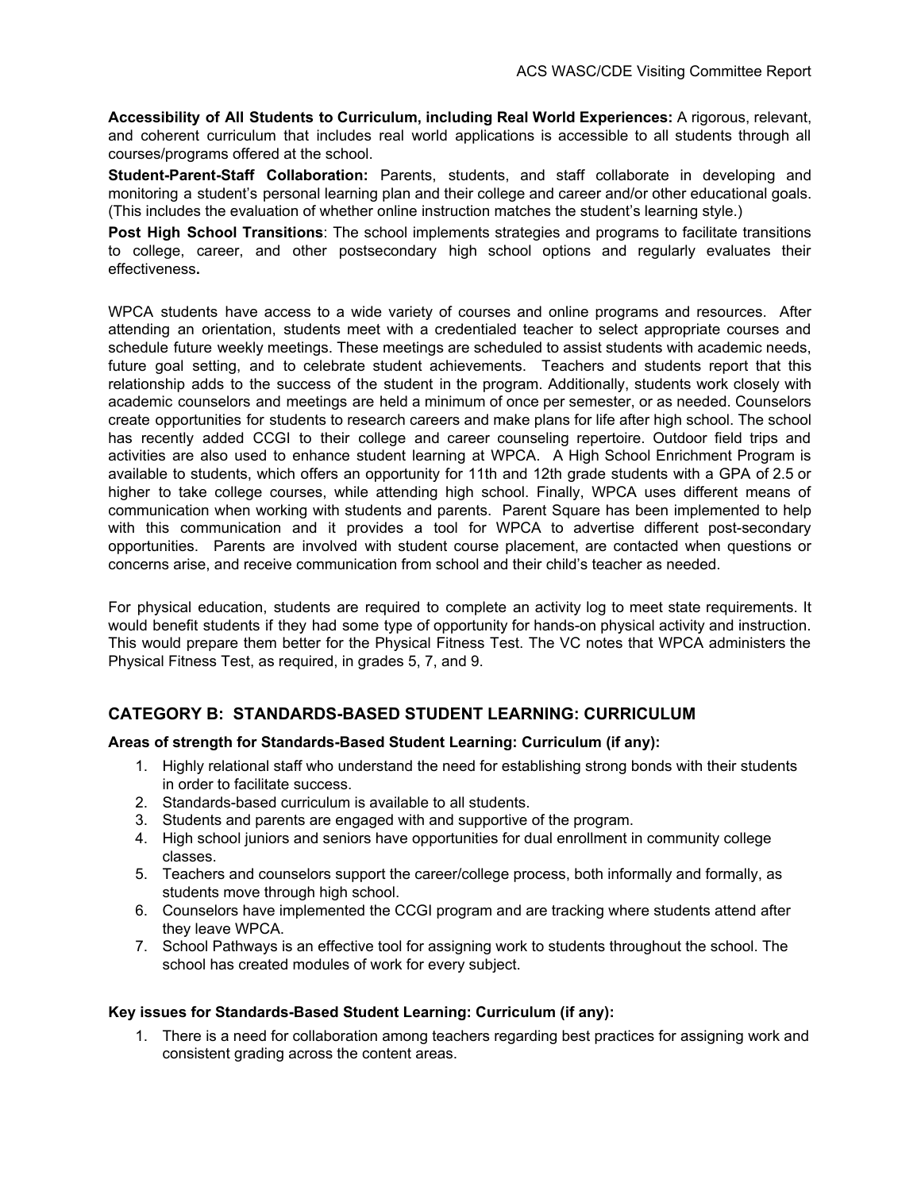**Accessibility of All Students to Curriculum, including Real World Experiences:** A rigorous, relevant, and coherent curriculum that includes real world applications is accessible to all students through all courses/programs offered at the school.

**Student-Parent-Staff Collaboration:** Parents, students, and staff collaborate in developing and monitoring a student's personal learning plan and their college and career and/or other educational goals. (This includes the evaluation of whether online instruction matches the student's learning style.)

**Post High School Transitions**: The school implements strategies and programs to facilitate transitions to college, career, and other postsecondary high school options and regularly evaluates their effectiveness**.**

WPCA students have access to a wide variety of courses and online programs and resources. After attending an orientation, students meet with a credentialed teacher to select appropriate courses and schedule future weekly meetings. These meetings are scheduled to assist students with academic needs, future goal setting, and to celebrate student achievements. Teachers and students report that this relationship adds to the success of the student in the program. Additionally, students work closely with academic counselors and meetings are held a minimum of once per semester, or as needed. Counselors create opportunities for students to research careers and make plans for life after high school. The school has recently added CCGI to their college and career counseling repertoire. Outdoor field trips and activities are also used to enhance student learning at WPCA. A High School Enrichment Program is available to students, which offers an opportunity for 11th and 12th grade students with a GPA of 2.5 or higher to take college courses, while attending high school. Finally, WPCA uses different means of communication when working with students and parents. Parent Square has been implemented to help with this communication and it provides a tool for WPCA to advertise different post-secondary opportunities. Parents are involved with student course placement, are contacted when questions or concerns arise, and receive communication from school and their child's teacher as needed.

For physical education, students are required to complete an activity log to meet state requirements. It would benefit students if they had some type of opportunity for hands-on physical activity and instruction. This would prepare them better for the Physical Fitness Test. The VC notes that WPCA administers the Physical Fitness Test, as required, in grades 5, 7, and 9.

## CATEGORY B: STANDARDS-BASED STUDENT LEARNING: CURRICULUM

**Areas of strength for Standards-Based Student Learning: Curriculum (if any):**

1. Highly relational staff who understand the need for establishing strong bonds with their students in order to facilitate success.
2. Standards-based curriculum is available to all students.
3. Students and parents are engaged with and supportive of the program.
4. High school juniors and seniors have opportunities for dual enrollment in community college classes.
5. Teachers and counselors support the career/college process, both informally and formally, as students move through high school.
6. Counselors have implemented the CCGI program and are tracking where students attend after they leave WPCA.
7. School Pathways is an effective tool for assigning work to students throughout the school. The school has created modules of work for every subject.

**Key issues for Standards-Based Student Learning: Curriculum (if any):**

1. There is a need for collaboration among teachers regarding best practices for assigning work and consistent grading across the content areas.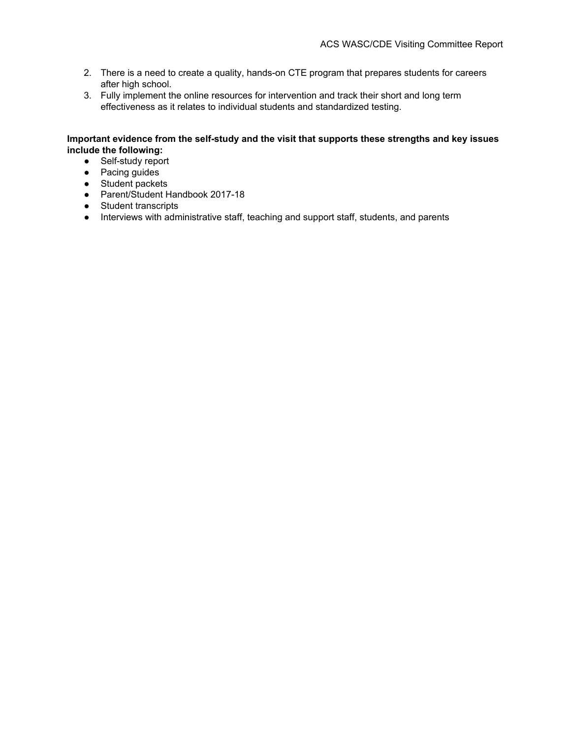2. There is a need to create a quality, hands-on CTE program that prepares students for careers after high school.
3. Fully implement the online resources for intervention and track their short and long term effectiveness as it relates to individual students and standardized testing.

**Important evidence from the self-study and the visit that supports these strengths and key issues include the following:**

- Self-study report
- Pacing guides
- Student packets
- Parent/Student Handbook 2017-18
- Student transcripts
- Interviews with administrative staff, teaching and support staff, students, and parents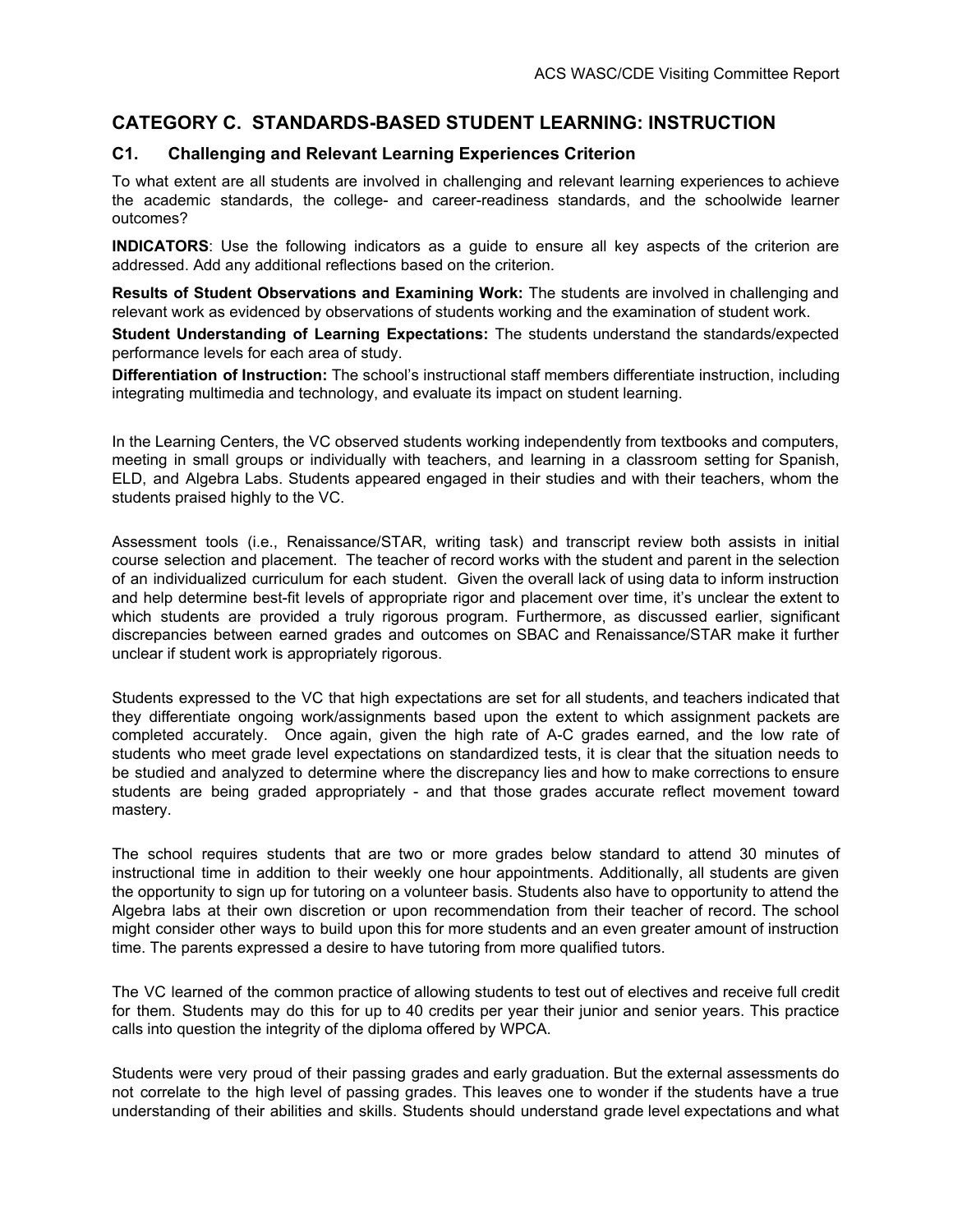## CATEGORY C. STANDARDS-BASED STUDENT LEARNING: INSTRUCTION

### C1. Challenging and Relevant Learning Experiences Criterion

To what extent are all students are involved in challenging and relevant learning experiences to achieve the academic standards, the college- and career-readiness standards, and the schoolwide learner outcomes?

**INDICATORS**: Use the following indicators as a guide to ensure all key aspects of the criterion are addressed. Add any additional reflections based on the criterion.

**Results of Student Observations and Examining Work:** The students are involved in challenging and relevant work as evidenced by observations of students working and the examination of student work.

**Student Understanding of Learning Expectations:** The students understand the standards/expected performance levels for each area of study.

**Differentiation of Instruction:** The school's instructional staff members differentiate instruction, including integrating multimedia and technology, and evaluate its impact on student learning.

In the Learning Centers, the VC observed students working independently from textbooks and computers, meeting in small groups or individually with teachers, and learning in a classroom setting for Spanish, ELD, and Algebra Labs. Students appeared engaged in their studies and with their teachers, whom the students praised highly to the VC.

Assessment tools (i.e., Renaissance/STAR, writing task) and transcript review both assists in initial course selection and placement. The teacher of record works with the student and parent in the selection of an individualized curriculum for each student. Given the overall lack of using data to inform instruction and help determine best-fit levels of appropriate rigor and placement over time, it's unclear the extent to which students are provided a truly rigorous program. Furthermore, as discussed earlier, significant discrepancies between earned grades and outcomes on SBAC and Renaissance/STAR make it further unclear if student work is appropriately rigorous.

Students expressed to the VC that high expectations are set for all students, and teachers indicated that they differentiate ongoing work/assignments based upon the extent to which assignment packets are completed accurately. Once again, given the high rate of A-C grades earned, and the low rate of students who meet grade level expectations on standardized tests, it is clear that the situation needs to be studied and analyzed to determine where the discrepancy lies and how to make corrections to ensure students are being graded appropriately - and that those grades accurate reflect movement toward mastery.

The school requires students that are two or more grades below standard to attend 30 minutes of instructional time in addition to their weekly one hour appointments. Additionally, all students are given the opportunity to sign up for tutoring on a volunteer basis. Students also have to opportunity to attend the Algebra labs at their own discretion or upon recommendation from their teacher of record. The school might consider other ways to build upon this for more students and an even greater amount of instruction time. The parents expressed a desire to have tutoring from more qualified tutors.

The VC learned of the common practice of allowing students to test out of electives and receive full credit for them. Students may do this for up to 40 credits per year their junior and senior years. This practice calls into question the integrity of the diploma offered by WPCA.

Students were very proud of their passing grades and early graduation. But the external assessments do not correlate to the high level of passing grades. This leaves one to wonder if the students have a true understanding of their abilities and skills. Students should understand grade level expectations and what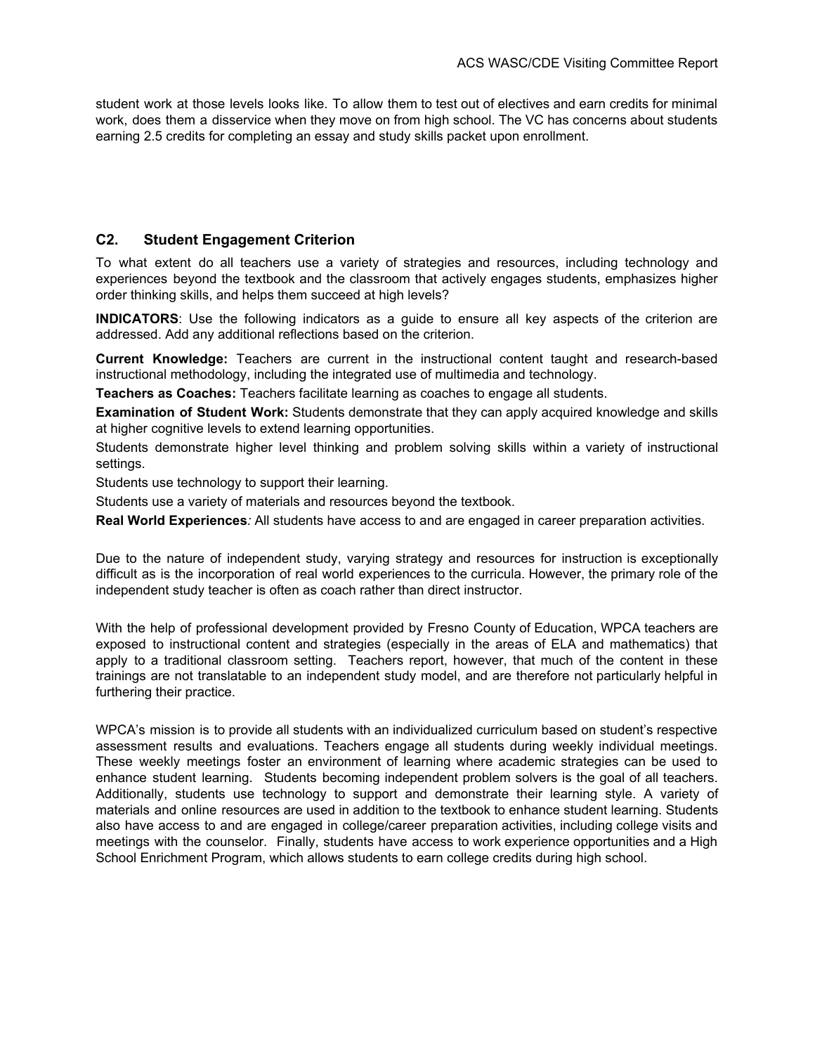student work at those levels looks like. To allow them to test out of electives and earn credits for minimal work, does them a disservice when they move on from high school. The VC has concerns about students earning 2.5 credits for completing an essay and study skills packet upon enrollment.

### C2. Student Engagement Criterion

To what extent do all teachers use a variety of strategies and resources, including technology and experiences beyond the textbook and the classroom that actively engages students, emphasizes higher order thinking skills, and helps them succeed at high levels?

**INDICATORS**: Use the following indicators as a guide to ensure all key aspects of the criterion are addressed. Add any additional reflections based on the criterion.

**Current Knowledge:** Teachers are current in the instructional content taught and research-based instructional methodology, including the integrated use of multimedia and technology.

**Teachers as Coaches:** Teachers facilitate learning as coaches to engage all students.

**Examination of Student Work:** Students demonstrate that they can apply acquired knowledge and skills at higher cognitive levels to extend learning opportunities.

Students demonstrate higher level thinking and problem solving skills within a variety of instructional settings.

Students use technology to support their learning.

Students use a variety of materials and resources beyond the textbook.

**Real World Experiences***:* All students have access to and are engaged in career preparation activities.

Due to the nature of independent study, varying strategy and resources for instruction is exceptionally difficult as is the incorporation of real world experiences to the curricula. However, the primary role of the independent study teacher is often as coach rather than direct instructor.

With the help of professional development provided by Fresno County of Education, WPCA teachers are exposed to instructional content and strategies (especially in the areas of ELA and mathematics) that apply to a traditional classroom setting. Teachers report, however, that much of the content in these trainings are not translatable to an independent study model, and are therefore not particularly helpful in furthering their practice.

WPCA's mission is to provide all students with an individualized curriculum based on student's respective assessment results and evaluations. Teachers engage all students during weekly individual meetings. These weekly meetings foster an environment of learning where academic strategies can be used to enhance student learning. Students becoming independent problem solvers is the goal of all teachers. Additionally, students use technology to support and demonstrate their learning style. A variety of materials and online resources are used in addition to the textbook to enhance student learning. Students also have access to and are engaged in college/career preparation activities, including college visits and meetings with the counselor. Finally, students have access to work experience opportunities and a High School Enrichment Program, which allows students to earn college credits during high school.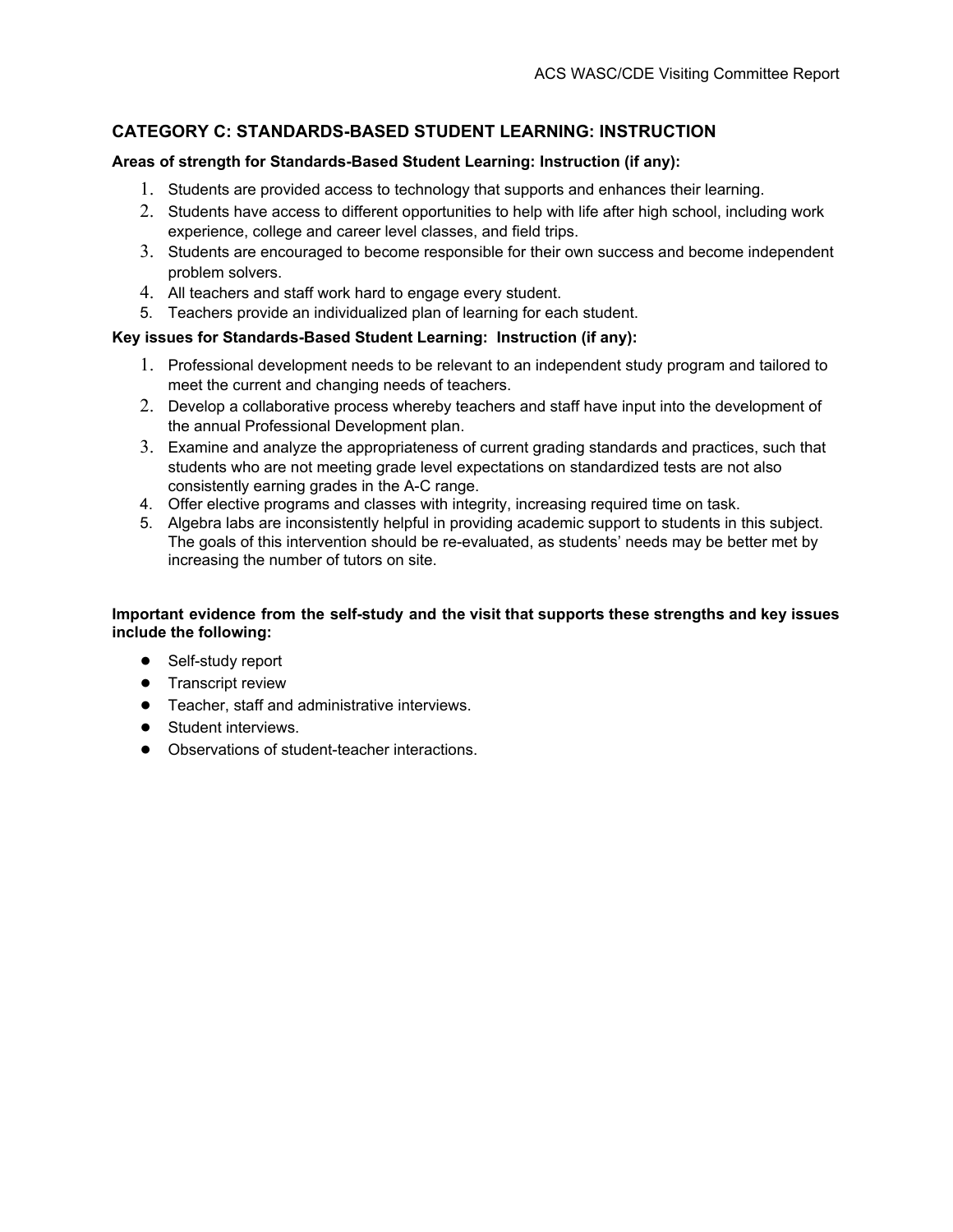## CATEGORY C: STANDARDS-BASED STUDENT LEARNING: INSTRUCTION

**Areas of strength for Standards-Based Student Learning: Instruction (if any):**

1. Students are provided access to technology that supports and enhances their learning.
2. Students have access to different opportunities to help with life after high school, including work experience, college and career level classes, and field trips.
3. Students are encouraged to become responsible for their own success and become independent problem solvers.
4. All teachers and staff work hard to engage every student.
5. Teachers provide an individualized plan of learning for each student.

**Key issues for Standards-Based Student Learning: Instruction (if any):**

1. Professional development needs to be relevant to an independent study program and tailored to meet the current and changing needs of teachers.
2. Develop a collaborative process whereby teachers and staff have input into the development of the annual Professional Development plan.
3. Examine and analyze the appropriateness of current grading standards and practices, such that students who are not meeting grade level expectations on standardized tests are not also consistently earning grades in the A-C range.
4. Offer elective programs and classes with integrity, increasing required time on task.
5. Algebra labs are inconsistently helpful in providing academic support to students in this subject. The goals of this intervention should be re-evaluated, as students' needs may be better met by increasing the number of tutors on site.

**Important evidence from the self-study and the visit that supports these strengths and key issues include the following:**

- Self-study report
- Transcript review
- Teacher, staff and administrative interviews.
- Student interviews.
- Observations of student-teacher interactions.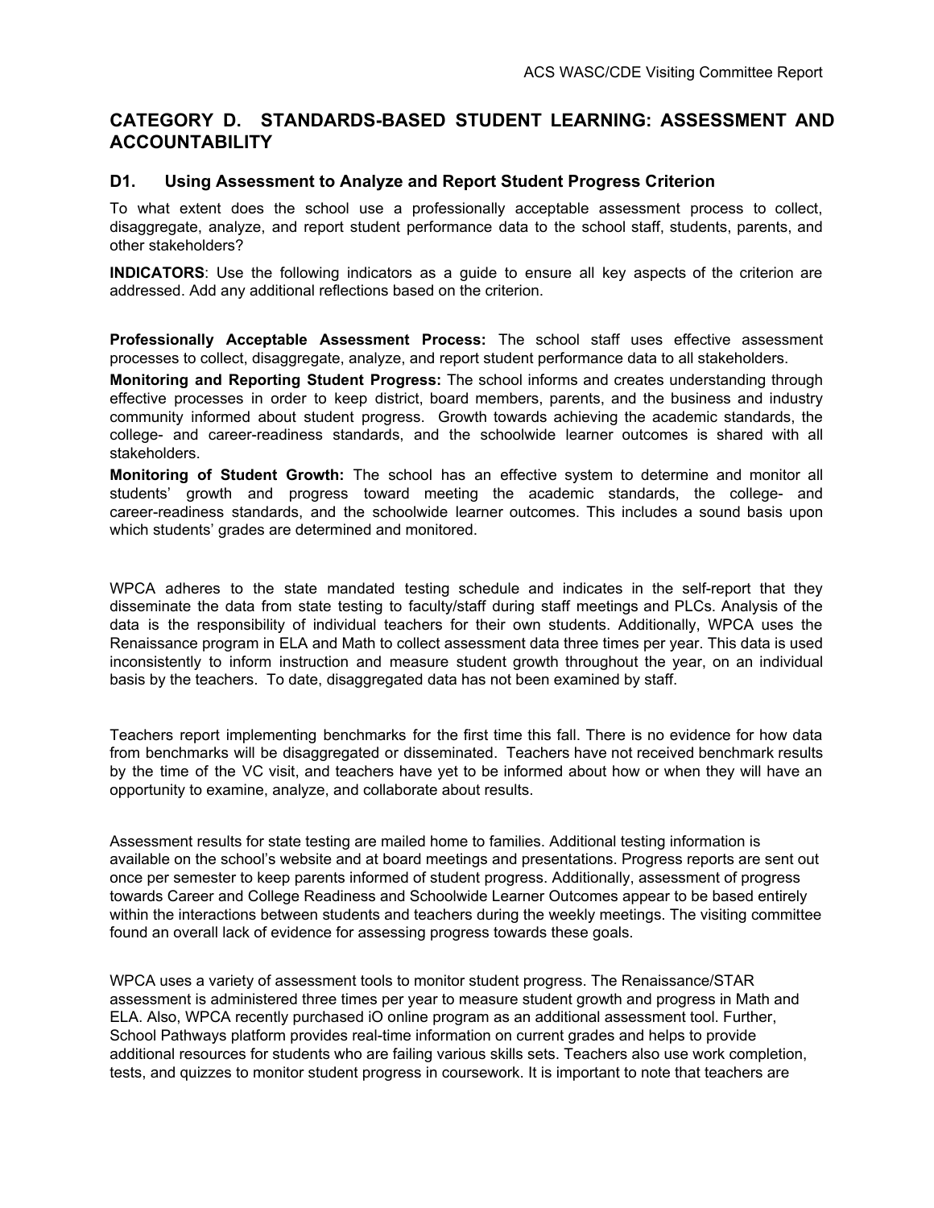## CATEGORY D. STANDARDS-BASED STUDENT LEARNING: ASSESSMENT AND ACCOUNTABILITY

### D1. Using Assessment to Analyze and Report Student Progress Criterion

To what extent does the school use a professionally acceptable assessment process to collect, disaggregate, analyze, and report student performance data to the school staff, students, parents, and other stakeholders?

**INDICATORS**: Use the following indicators as a guide to ensure all key aspects of the criterion are addressed. Add any additional reflections based on the criterion.

**Professionally Acceptable Assessment Process:** The school staff uses effective assessment processes to collect, disaggregate, analyze, and report student performance data to all stakeholders.

**Monitoring and Reporting Student Progress:** The school informs and creates understanding through effective processes in order to keep district, board members, parents, and the business and industry community informed about student progress. Growth towards achieving the academic standards, the college- and career-readiness standards, and the schoolwide learner outcomes is shared with all stakeholders.

**Monitoring of Student Growth:** The school has an effective system to determine and monitor all students' growth and progress toward meeting the academic standards, the college- and career-readiness standards, and the schoolwide learner outcomes. This includes a sound basis upon which students' grades are determined and monitored.

WPCA adheres to the state mandated testing schedule and indicates in the self-report that they disseminate the data from state testing to faculty/staff during staff meetings and PLCs. Analysis of the data is the responsibility of individual teachers for their own students. Additionally, WPCA uses the Renaissance program in ELA and Math to collect assessment data three times per year. This data is used inconsistently to inform instruction and measure student growth throughout the year, on an individual basis by the teachers. To date, disaggregated data has not been examined by staff.

Teachers report implementing benchmarks for the first time this fall. There is no evidence for how data from benchmarks will be disaggregated or disseminated. Teachers have not received benchmark results by the time of the VC visit, and teachers have yet to be informed about how or when they will have an opportunity to examine, analyze, and collaborate about results.

Assessment results for state testing are mailed home to families. Additional testing information is available on the school's website and at board meetings and presentations. Progress reports are sent out once per semester to keep parents informed of student progress. Additionally, assessment of progress towards Career and College Readiness and Schoolwide Learner Outcomes appear to be based entirely within the interactions between students and teachers during the weekly meetings. The visiting committee found an overall lack of evidence for assessing progress towards these goals.

WPCA uses a variety of assessment tools to monitor student progress. The Renaissance/STAR assessment is administered three times per year to measure student growth and progress in Math and ELA. Also, WPCA recently purchased iO online program as an additional assessment tool. Further, School Pathways platform provides real-time information on current grades and helps to provide additional resources for students who are failing various skills sets. Teachers also use work completion, tests, and quizzes to monitor student progress in coursework. It is important to note that teachers are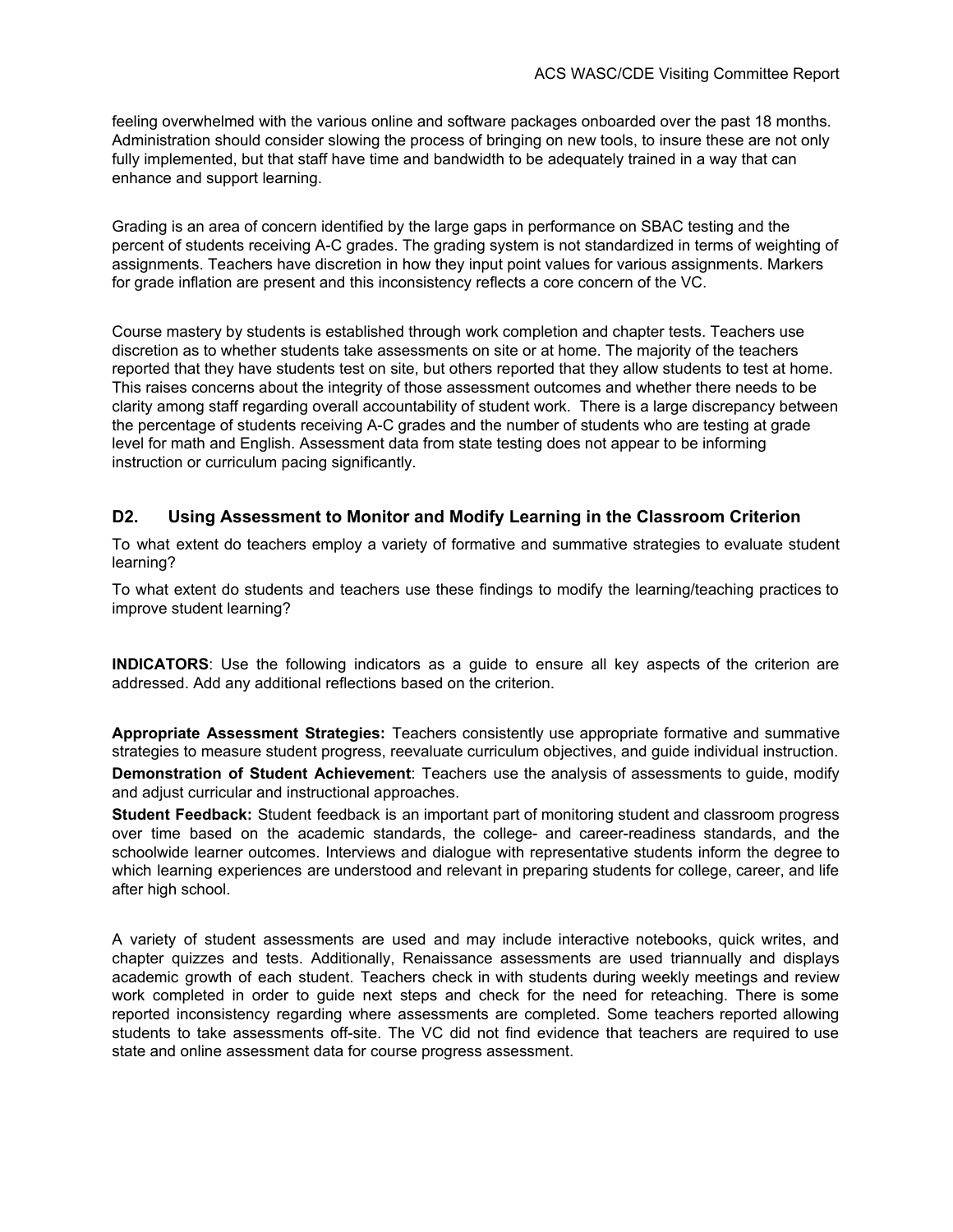feeling overwhelmed with the various online and software packages onboarded over the past 18 months. Administration should consider slowing the process of bringing on new tools, to insure these are not only fully implemented, but that staff have time and bandwidth to be adequately trained in a way that can enhance and support learning.

Grading is an area of concern identified by the large gaps in performance on SBAC testing and the percent of students receiving A-C grades. The grading system is not standardized in terms of weighting of assignments. Teachers have discretion in how they input point values for various assignments. Markers for grade inflation are present and this inconsistency reflects a core concern of the VC.

Course mastery by students is established through work completion and chapter tests. Teachers use discretion as to whether students take assessments on site or at home. The majority of the teachers reported that they have students test on site, but others reported that they allow students to test at home. This raises concerns about the integrity of those assessment outcomes and whether there needs to be clarity among staff regarding overall accountability of student work. There is a large discrepancy between the percentage of students receiving A-C grades and the number of students who are testing at grade level for math and English. Assessment data from state testing does not appear to be informing instruction or curriculum pacing significantly.

## D2. Using Assessment to Monitor and Modify Learning in the Classroom Criterion

To what extent do teachers employ a variety of formative and summative strategies to evaluate student learning?

To what extent do students and teachers use these findings to modify the learning/teaching practices to improve student learning?

**INDICATORS**: Use the following indicators as a guide to ensure all key aspects of the criterion are addressed. Add any additional reflections based on the criterion.

**Appropriate Assessment Strategies:** Teachers consistently use appropriate formative and summative strategies to measure student progress, reevaluate curriculum objectives, and guide individual instruction.

**Demonstration of Student Achievement**: Teachers use the analysis of assessments to guide, modify and adjust curricular and instructional approaches.

**Student Feedback:** Student feedback is an important part of monitoring student and classroom progress over time based on the academic standards, the college- and career-readiness standards, and the schoolwide learner outcomes. Interviews and dialogue with representative students inform the degree to which learning experiences are understood and relevant in preparing students for college, career, and life after high school.

A variety of student assessments are used and may include interactive notebooks, quick writes, and chapter quizzes and tests. Additionally, Renaissance assessments are used triannually and displays academic growth of each student. Teachers check in with students during weekly meetings and review work completed in order to guide next steps and check for the need for reteaching. There is some reported inconsistency regarding where assessments are completed. Some teachers reported allowing students to take assessments off-site. The VC did not find evidence that teachers are required to use state and online assessment data for course progress assessment.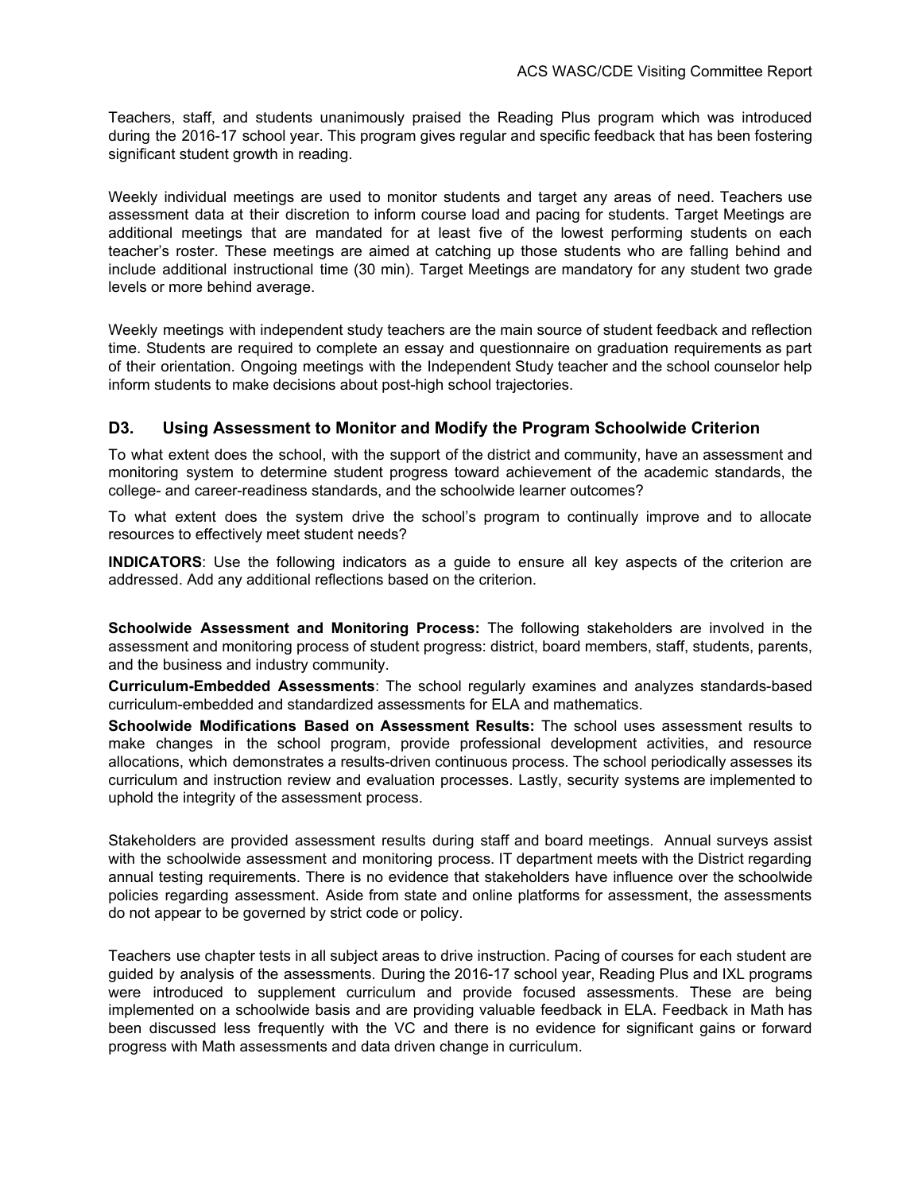Teachers, staff, and students unanimously praised the Reading Plus program which was introduced during the 2016-17 school year. This program gives regular and specific feedback that has been fostering significant student growth in reading.

Weekly individual meetings are used to monitor students and target any areas of need. Teachers use assessment data at their discretion to inform course load and pacing for students. Target Meetings are additional meetings that are mandated for at least five of the lowest performing students on each teacher's roster. These meetings are aimed at catching up those students who are falling behind and include additional instructional time (30 min). Target Meetings are mandatory for any student two grade levels or more behind average.

Weekly meetings with independent study teachers are the main source of student feedback and reflection time. Students are required to complete an essay and questionnaire on graduation requirements as part of their orientation. Ongoing meetings with the Independent Study teacher and the school counselor help inform students to make decisions about post-high school trajectories.

### D3. Using Assessment to Monitor and Modify the Program Schoolwide Criterion

To what extent does the school, with the support of the district and community, have an assessment and monitoring system to determine student progress toward achievement of the academic standards, the college- and career-readiness standards, and the schoolwide learner outcomes?

To what extent does the system drive the school's program to continually improve and to allocate resources to effectively meet student needs?

**INDICATORS**: Use the following indicators as a guide to ensure all key aspects of the criterion are addressed. Add any additional reflections based on the criterion.

**Schoolwide Assessment and Monitoring Process:** The following stakeholders are involved in the assessment and monitoring process of student progress: district, board members, staff, students, parents, and the business and industry community.

**Curriculum-Embedded Assessments**: The school regularly examines and analyzes standards-based curriculum-embedded and standardized assessments for ELA and mathematics.

**Schoolwide Modifications Based on Assessment Results:** The school uses assessment results to make changes in the school program, provide professional development activities, and resource allocations, which demonstrates a results-driven continuous process. The school periodically assesses its curriculum and instruction review and evaluation processes. Lastly, security systems are implemented to uphold the integrity of the assessment process.

Stakeholders are provided assessment results during staff and board meetings. Annual surveys assist with the schoolwide assessment and monitoring process. IT department meets with the District regarding annual testing requirements. There is no evidence that stakeholders have influence over the schoolwide policies regarding assessment. Aside from state and online platforms for assessment, the assessments do not appear to be governed by strict code or policy.

Teachers use chapter tests in all subject areas to drive instruction. Pacing of courses for each student are guided by analysis of the assessments. During the 2016-17 school year, Reading Plus and IXL programs were introduced to supplement curriculum and provide focused assessments. These are being implemented on a schoolwide basis and are providing valuable feedback in ELA. Feedback in Math has been discussed less frequently with the VC and there is no evidence for significant gains or forward progress with Math assessments and data driven change in curriculum.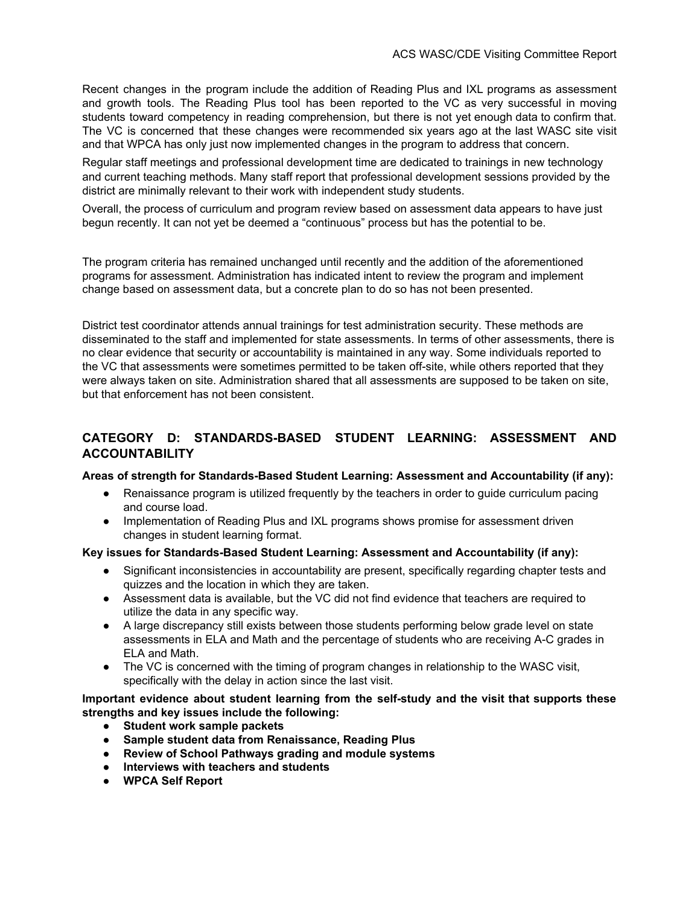Recent changes in the program include the addition of Reading Plus and IXL programs as assessment and growth tools. The Reading Plus tool has been reported to the VC as very successful in moving students toward competency in reading comprehension, but there is not yet enough data to confirm that. The VC is concerned that these changes were recommended six years ago at the last WASC site visit and that WPCA has only just now implemented changes in the program to address that concern.

Regular staff meetings and professional development time are dedicated to trainings in new technology and current teaching methods. Many staff report that professional development sessions provided by the district are minimally relevant to their work with independent study students.

Overall, the process of curriculum and program review based on assessment data appears to have just begun recently. It can not yet be deemed a "continuous" process but has the potential to be.

The program criteria has remained unchanged until recently and the addition of the aforementioned programs for assessment. Administration has indicated intent to review the program and implement change based on assessment data, but a concrete plan to do so has not been presented.

District test coordinator attends annual trainings for test administration security. These methods are disseminated to the staff and implemented for state assessments. In terms of other assessments, there is no clear evidence that security or accountability is maintained in any way. Some individuals reported to the VC that assessments were sometimes permitted to be taken off-site, while others reported that they were always taken on site. Administration shared that all assessments are supposed to be taken on site, but that enforcement has not been consistent.

## CATEGORY D: STANDARDS-BASED STUDENT LEARNING: ASSESSMENT AND ACCOUNTABILITY

**Areas of strength for Standards-Based Student Learning: Assessment and Accountability (if any):**

- Renaissance program is utilized frequently by the teachers in order to guide curriculum pacing and course load.
- Implementation of Reading Plus and IXL programs shows promise for assessment driven changes in student learning format.

**Key issues for Standards-Based Student Learning: Assessment and Accountability (if any):**

- Significant inconsistencies in accountability are present, specifically regarding chapter tests and quizzes and the location in which they are taken.
- Assessment data is available, but the VC did not find evidence that teachers are required to utilize the data in any specific way.
- A large discrepancy still exists between those students performing below grade level on state assessments in ELA and Math and the percentage of students who are receiving A-C grades in ELA and Math.
- The VC is concerned with the timing of program changes in relationship to the WASC visit, specifically with the delay in action since the last visit.

**Important evidence about student learning from the self-study and the visit that supports these strengths and key issues include the following:**

- **Student work sample packets**
- **Sample student data from Renaissance, Reading Plus**
- **Review of School Pathways grading and module systems**
- **Interviews with teachers and students**
- **WPCA Self Report**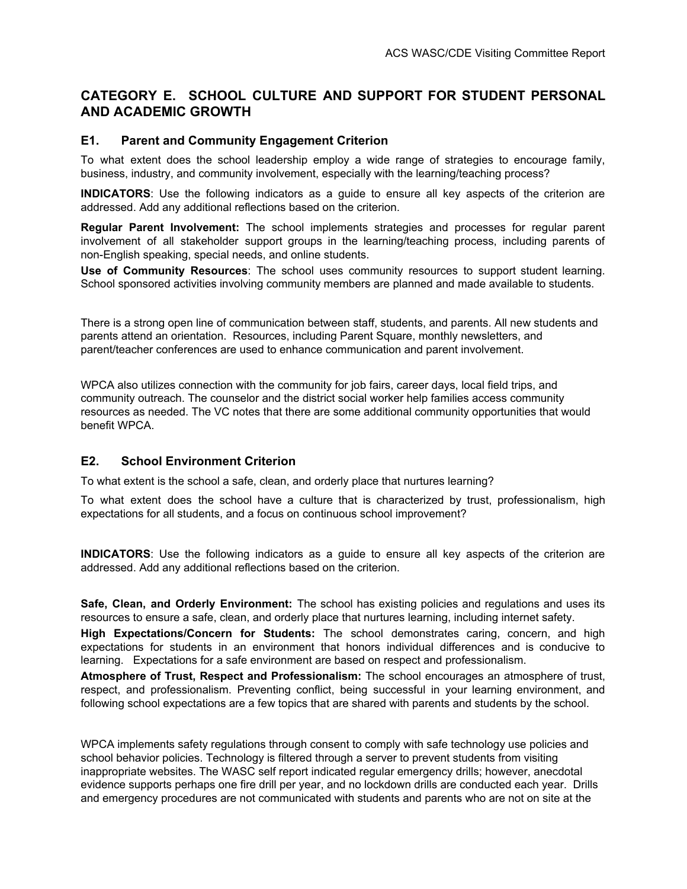## CATEGORY E. SCHOOL CULTURE AND SUPPORT FOR STUDENT PERSONAL AND ACADEMIC GROWTH

### E1. Parent and Community Engagement Criterion

To what extent does the school leadership employ a wide range of strategies to encourage family, business, industry, and community involvement, especially with the learning/teaching process?

**INDICATORS**: Use the following indicators as a guide to ensure all key aspects of the criterion are addressed. Add any additional reflections based on the criterion.

**Regular Parent Involvement:** The school implements strategies and processes for regular parent involvement of all stakeholder support groups in the learning/teaching process, including parents of non-English speaking, special needs, and online students.

**Use of Community Resources**: The school uses community resources to support student learning. School sponsored activities involving community members are planned and made available to students.

There is a strong open line of communication between staff, students, and parents. All new students and parents attend an orientation. Resources, including Parent Square, monthly newsletters, and parent/teacher conferences are used to enhance communication and parent involvement.

WPCA also utilizes connection with the community for job fairs, career days, local field trips, and community outreach. The counselor and the district social worker help families access community resources as needed. The VC notes that there are some additional community opportunities that would benefit WPCA.

### E2. School Environment Criterion

To what extent is the school a safe, clean, and orderly place that nurtures learning?

To what extent does the school have a culture that is characterized by trust, professionalism, high expectations for all students, and a focus on continuous school improvement?

**INDICATORS**: Use the following indicators as a guide to ensure all key aspects of the criterion are addressed. Add any additional reflections based on the criterion.

**Safe, Clean, and Orderly Environment:** The school has existing policies and regulations and uses its resources to ensure a safe, clean, and orderly place that nurtures learning, including internet safety.

**High Expectations/Concern for Students:** The school demonstrates caring, concern, and high expectations for students in an environment that honors individual differences and is conducive to learning. Expectations for a safe environment are based on respect and professionalism.

**Atmosphere of Trust, Respect and Professionalism:** The school encourages an atmosphere of trust, respect, and professionalism. Preventing conflict, being successful in your learning environment, and following school expectations are a few topics that are shared with parents and students by the school.

WPCA implements safety regulations through consent to comply with safe technology use policies and school behavior policies. Technology is filtered through a server to prevent students from visiting inappropriate websites. The WASC self report indicated regular emergency drills; however, anecdotal evidence supports perhaps one fire drill per year, and no lockdown drills are conducted each year. Drills and emergency procedures are not communicated with students and parents who are not on site at the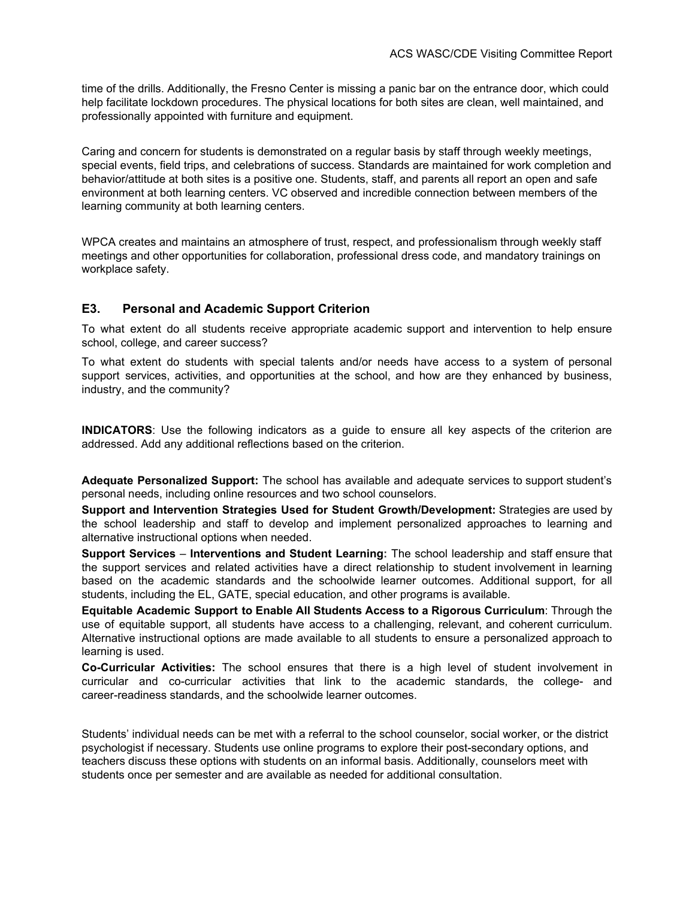time of the drills. Additionally, the Fresno Center is missing a panic bar on the entrance door, which could help facilitate lockdown procedures. The physical locations for both sites are clean, well maintained, and professionally appointed with furniture and equipment.

Caring and concern for students is demonstrated on a regular basis by staff through weekly meetings, special events, field trips, and celebrations of success. Standards are maintained for work completion and behavior/attitude at both sites is a positive one. Students, staff, and parents all report an open and safe environment at both learning centers. VC observed and incredible connection between members of the learning community at both learning centers.

WPCA creates and maintains an atmosphere of trust, respect, and professionalism through weekly staff meetings and other opportunities for collaboration, professional dress code, and mandatory trainings on workplace safety.

### E3. Personal and Academic Support Criterion

To what extent do all students receive appropriate academic support and intervention to help ensure school, college, and career success?

To what extent do students with special talents and/or needs have access to a system of personal support services, activities, and opportunities at the school, and how are they enhanced by business, industry, and the community?

**INDICATORS**: Use the following indicators as a guide to ensure all key aspects of the criterion are addressed. Add any additional reflections based on the criterion.

**Adequate Personalized Support:** The school has available and adequate services to support student's personal needs, including online resources and two school counselors.

**Support and Intervention Strategies Used for Student Growth/Development:** Strategies are used by the school leadership and staff to develop and implement personalized approaches to learning and alternative instructional options when needed.

**Support Services – Interventions and Student Learning:** The school leadership and staff ensure that the support services and related activities have a direct relationship to student involvement in learning based on the academic standards and the schoolwide learner outcomes. Additional support, for all students, including the EL, GATE, special education, and other programs is available.

**Equitable Academic Support to Enable All Students Access to a Rigorous Curriculum**: Through the use of equitable support, all students have access to a challenging, relevant, and coherent curriculum. Alternative instructional options are made available to all students to ensure a personalized approach to learning is used.

**Co-Curricular Activities:** The school ensures that there is a high level of student involvement in curricular and co-curricular activities that link to the academic standards, the college- and career-readiness standards, and the schoolwide learner outcomes.

Students' individual needs can be met with a referral to the school counselor, social worker, or the district psychologist if necessary. Students use online programs to explore their post-secondary options, and teachers discuss these options with students on an informal basis. Additionally, counselors meet with students once per semester and are available as needed for additional consultation.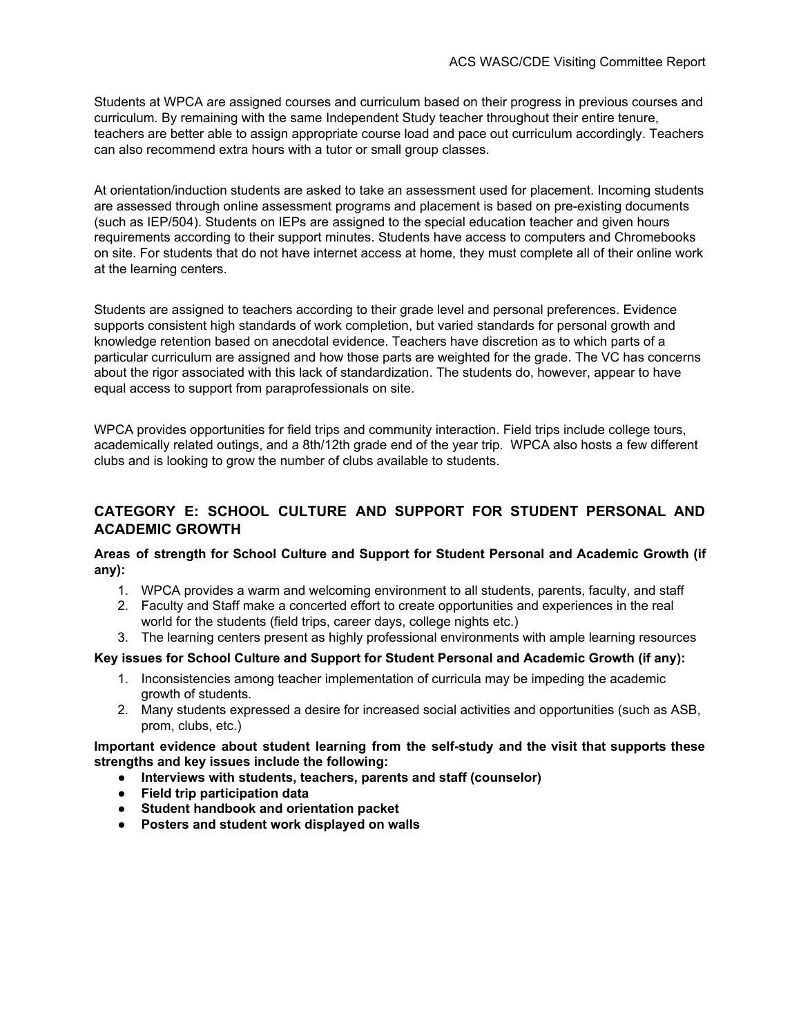Students at WPCA are assigned courses and curriculum based on their progress in previous courses and curriculum. By remaining with the same Independent Study teacher throughout their entire tenure, teachers are better able to assign appropriate course load and pace out curriculum accordingly. Teachers can also recommend extra hours with a tutor or small group classes.

At orientation/induction students are asked to take an assessment used for placement. Incoming students are assessed through online assessment programs and placement is based on pre-existing documents (such as IEP/504). Students on IEPs are assigned to the special education teacher and given hours requirements according to their support minutes. Students have access to computers and Chromebooks on site. For students that do not have internet access at home, they must complete all of their online work at the learning centers.

Students are assigned to teachers according to their grade level and personal preferences. Evidence supports consistent high standards of work completion, but varied standards for personal growth and knowledge retention based on anecdotal evidence. Teachers have discretion as to which parts of a particular curriculum are assigned and how those parts are weighted for the grade. The VC has concerns about the rigor associated with this lack of standardization. The students do, however, appear to have equal access to support from paraprofessionals on site.

WPCA provides opportunities for field trips and community interaction. Field trips include college tours, academically related outings, and a 8th/12th grade end of the year trip. WPCA also hosts a few different clubs and is looking to grow the number of clubs available to students.

## CATEGORY E: SCHOOL CULTURE AND SUPPORT FOR STUDENT PERSONAL AND ACADEMIC GROWTH

**Areas of strength for School Culture and Support for Student Personal and Academic Growth (if any):**

1. WPCA provides a warm and welcoming environment to all students, parents, faculty, and staff
2. Faculty and Staff make a concerted effort to create opportunities and experiences in the real world for the students (field trips, career days, college nights etc.)
3. The learning centers present as highly professional environments with ample learning resources

**Key issues for School Culture and Support for Student Personal and Academic Growth (if any):**

1. Inconsistencies among teacher implementation of curricula may be impeding the academic growth of students.
2. Many students expressed a desire for increased social activities and opportunities (such as ASB, prom, clubs, etc.)

**Important evidence about student learning from the self-study and the visit that supports these strengths and key issues include the following:**

- **Interviews with students, teachers, parents and staff (counselor)**
- **Field trip participation data**
- **Student handbook and orientation packet**
- **Posters and student work displayed on walls**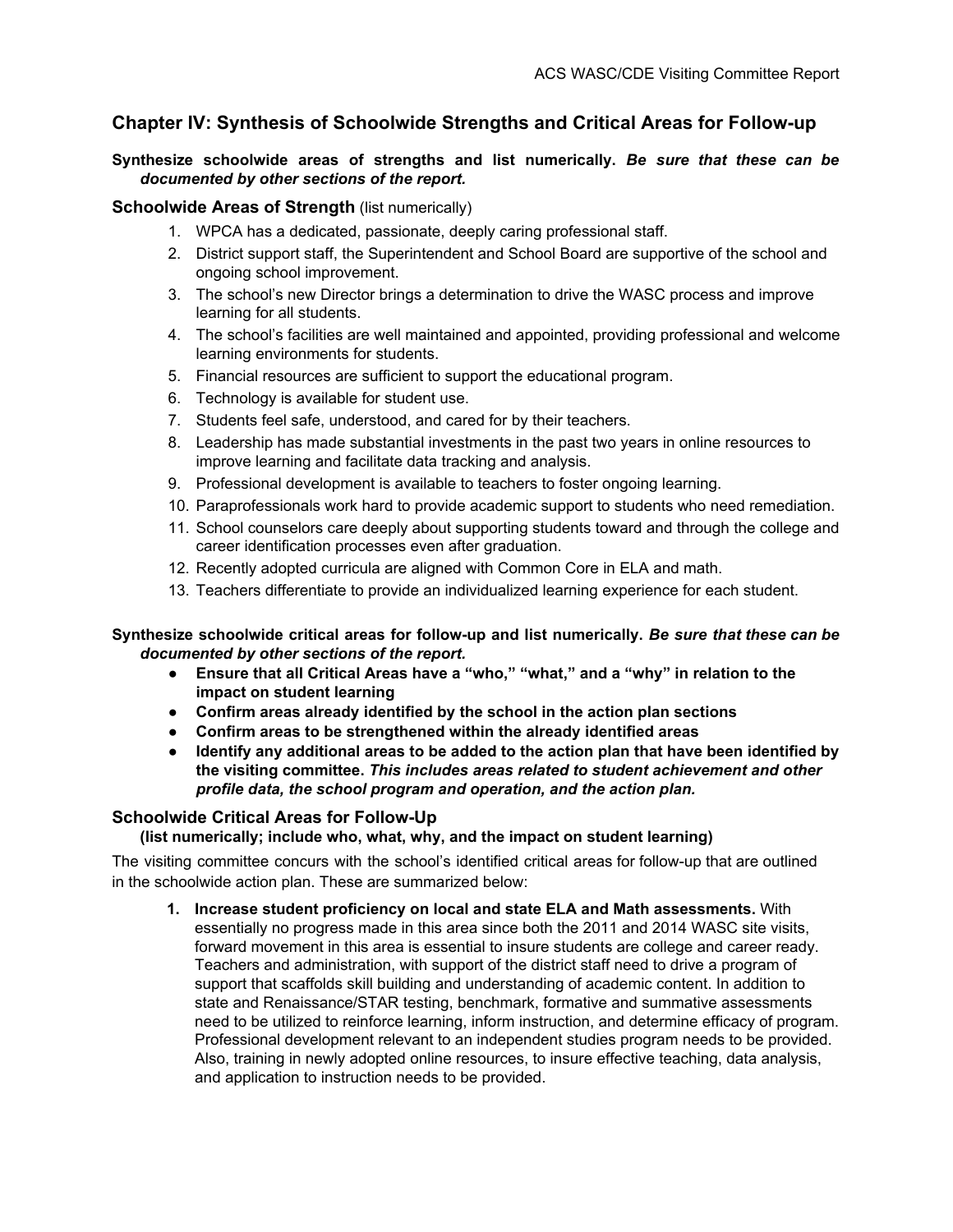## Chapter IV: Synthesis of Schoolwide Strengths and Critical Areas for Follow-up

**Synthesize schoolwide areas of strengths and list numerically.** ***Be sure that these can be documented by other sections of the report.***

### Schoolwide Areas of Strength (list numerically)

1. WPCA has a dedicated, passionate, deeply caring professional staff.
2. District support staff, the Superintendent and School Board are supportive of the school and ongoing school improvement.
3. The school's new Director brings a determination to drive the WASC process and improve learning for all students.
4. The school's facilities are well maintained and appointed, providing professional and welcome learning environments for students.
5. Financial resources are sufficient to support the educational program.
6. Technology is available for student use.
7. Students feel safe, understood, and cared for by their teachers.
8. Leadership has made substantial investments in the past two years in online resources to improve learning and facilitate data tracking and analysis.
9. Professional development is available to teachers to foster ongoing learning.
10. Paraprofessionals work hard to provide academic support to students who need remediation.
11. School counselors care deeply about supporting students toward and through the college and career identification processes even after graduation.
12. Recently adopted curricula are aligned with Common Core in ELA and math.
13. Teachers differentiate to provide an individualized learning experience for each student.

**Synthesize schoolwide critical areas for follow-up and list numerically.** ***Be sure that these can be documented by other sections of the report.***

- **Ensure that all Critical Areas have a "who," "what," and a "why" in relation to the impact on student learning**
- **Confirm areas already identified by the school in the action plan sections**
- **Confirm areas to be strengthened within the already identified areas**
- **Identify any additional areas to be added to the action plan that have been identified by the visiting committee.** ***This includes areas related to student achievement and other profile data, the school program and operation, and the action plan.***

### Schoolwide Critical Areas for Follow-Up

**(list numerically; include who, what, why, and the impact on student learning)**

The visiting committee concurs with the school's identified critical areas for follow-up that are outlined in the schoolwide action plan. These are summarized below:

1. **Increase student proficiency on local and state ELA and Math assessments.** With essentially no progress made in this area since both the 2011 and 2014 WASC site visits, forward movement in this area is essential to insure students are college and career ready. Teachers and administration, with support of the district staff need to drive a program of support that scaffolds skill building and understanding of academic content. In addition to state and Renaissance/STAR testing, benchmark, formative and summative assessments need to be utilized to reinforce learning, inform instruction, and determine efficacy of program. Professional development relevant to an independent studies program needs to be provided. Also, training in newly adopted online resources, to insure effective teaching, data analysis, and application to instruction needs to be provided.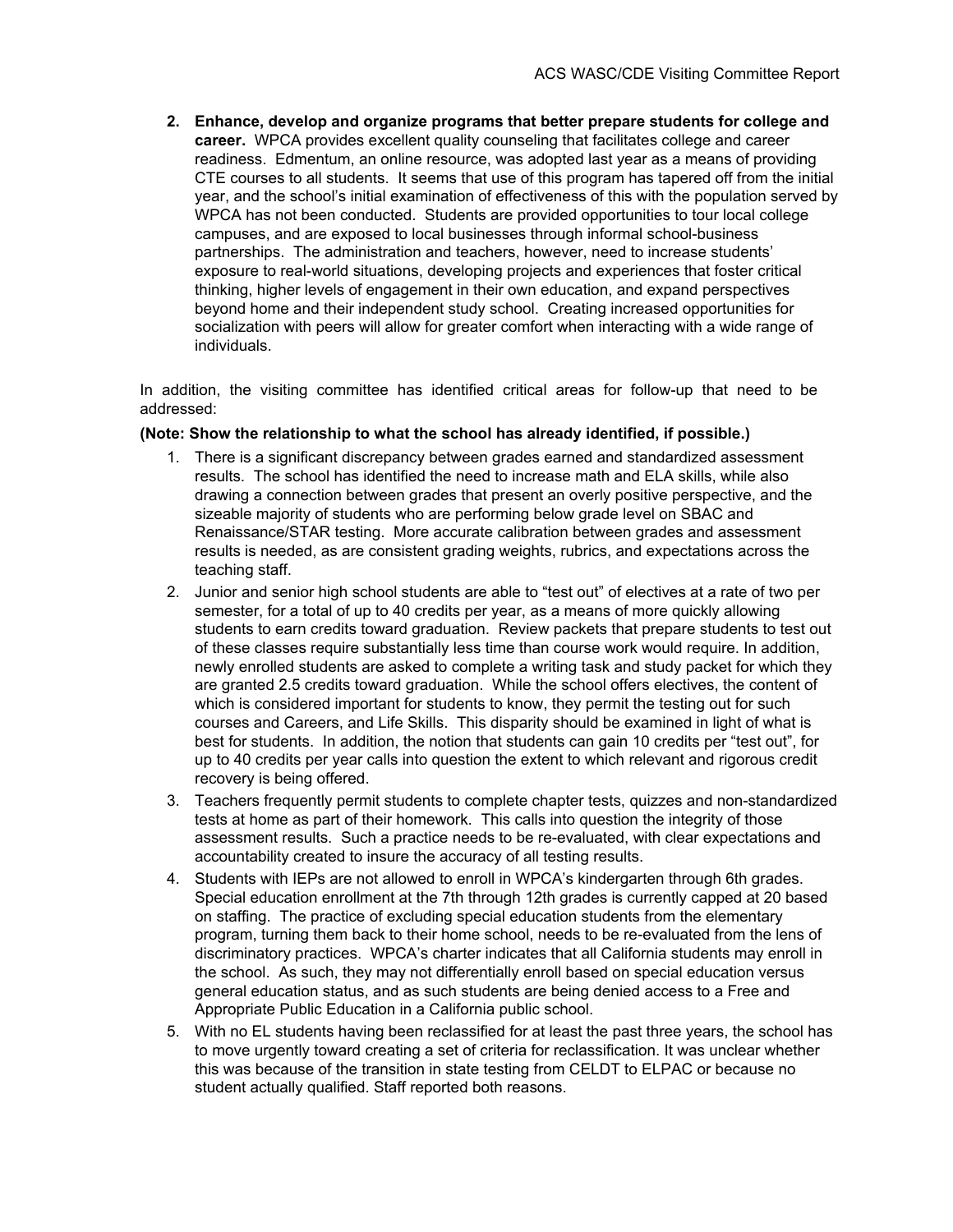2. **Enhance, develop and organize programs that better prepare students for college and career.** WPCA provides excellent quality counseling that facilitates college and career readiness. Edmentum, an online resource, was adopted last year as a means of providing CTE courses to all students. It seems that use of this program has tapered off from the initial year, and the school's initial examination of effectiveness of this with the population served by WPCA has not been conducted. Students are provided opportunities to tour local college campuses, and are exposed to local businesses through informal school-business partnerships. The administration and teachers, however, need to increase students' exposure to real-world situations, developing projects and experiences that foster critical thinking, higher levels of engagement in their own education, and expand perspectives beyond home and their independent study school. Creating increased opportunities for socialization with peers will allow for greater comfort when interacting with a wide range of individuals.

In addition, the visiting committee has identified critical areas for follow-up that need to be addressed:

**(Note: Show the relationship to what the school has already identified, if possible.)**

1. There is a significant discrepancy between grades earned and standardized assessment results. The school has identified the need to increase math and ELA skills, while also drawing a connection between grades that present an overly positive perspective, and the sizeable majority of students who are performing below grade level on SBAC and Renaissance/STAR testing. More accurate calibration between grades and assessment results is needed, as are consistent grading weights, rubrics, and expectations across the teaching staff.
2. Junior and senior high school students are able to "test out" of electives at a rate of two per semester, for a total of up to 40 credits per year, as a means of more quickly allowing students to earn credits toward graduation. Review packets that prepare students to test out of these classes require substantially less time than course work would require. In addition, newly enrolled students are asked to complete a writing task and study packet for which they are granted 2.5 credits toward graduation. While the school offers electives, the content of which is considered important for students to know, they permit the testing out for such courses and Careers, and Life Skills. This disparity should be examined in light of what is best for students. In addition, the notion that students can gain 10 credits per "test out", for up to 40 credits per year calls into question the extent to which relevant and rigorous credit recovery is being offered.
3. Teachers frequently permit students to complete chapter tests, quizzes and non-standardized tests at home as part of their homework. This calls into question the integrity of those assessment results. Such a practice needs to be re-evaluated, with clear expectations and accountability created to insure the accuracy of all testing results.
4. Students with IEPs are not allowed to enroll in WPCA's kindergarten through 6th grades. Special education enrollment at the 7th through 12th grades is currently capped at 20 based on staffing. The practice of excluding special education students from the elementary program, turning them back to their home school, needs to be re-evaluated from the lens of discriminatory practices. WPCA's charter indicates that all California students may enroll in the school. As such, they may not differentially enroll based on special education versus general education status, and as such students are being denied access to a Free and Appropriate Public Education in a California public school.
5. With no EL students having been reclassified for at least the past three years, the school has to move urgently toward creating a set of criteria for reclassification. It was unclear whether this was because of the transition in state testing from CELDT to ELPAC or because no student actually qualified. Staff reported both reasons.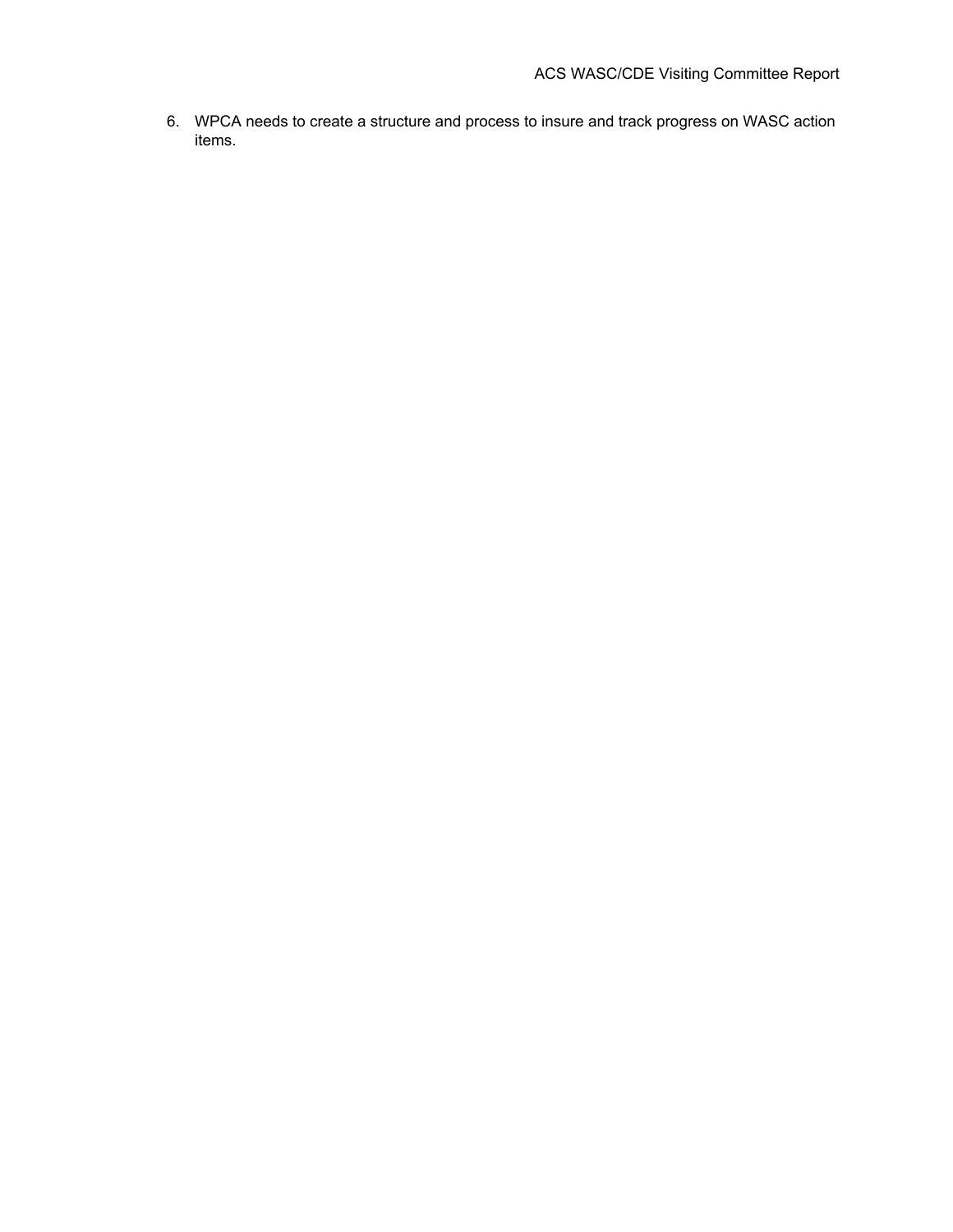6. WPCA needs to create a structure and process to insure and track progress on WASC action items.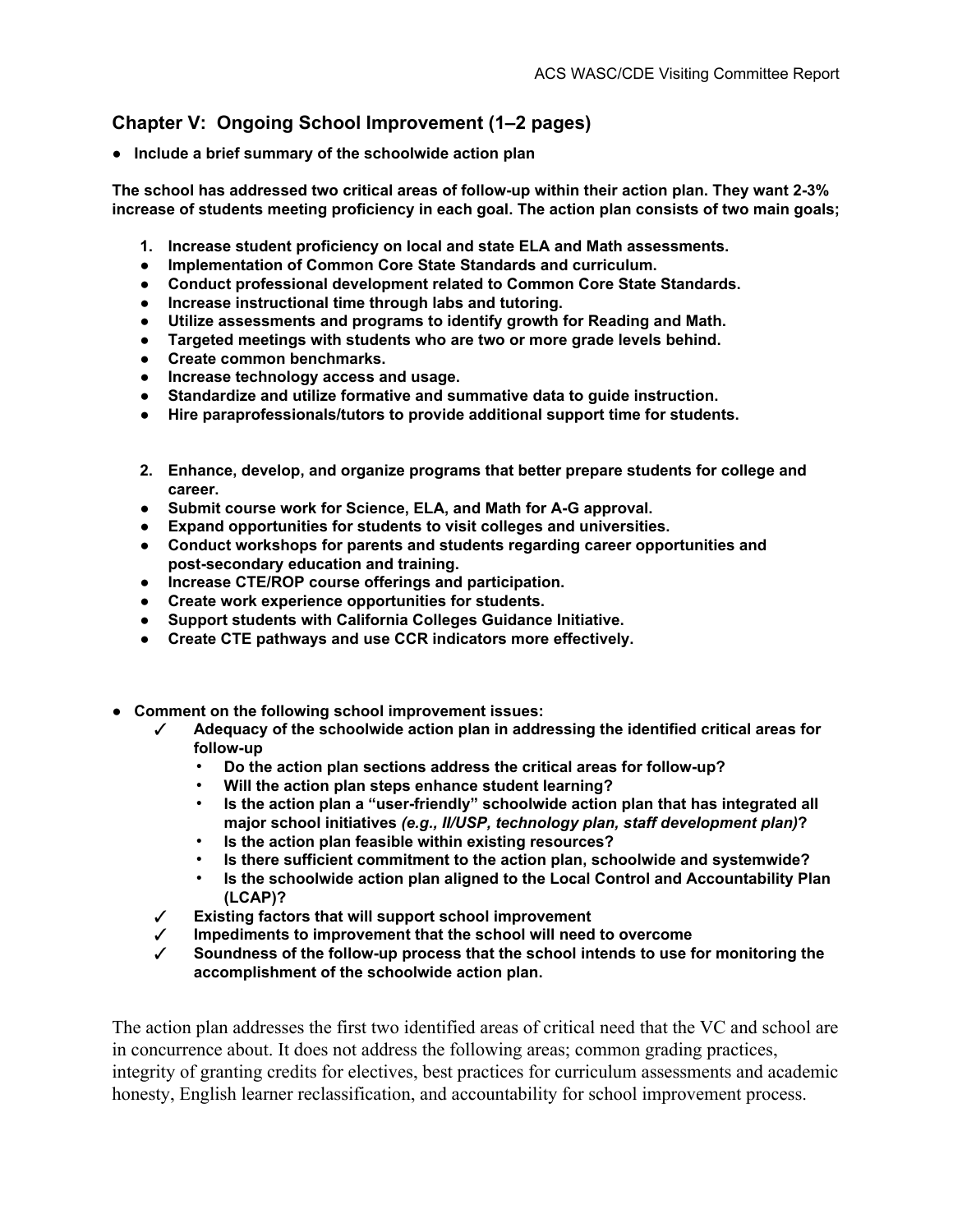## Chapter V: Ongoing School Improvement (1–2 pages)

- **Include a brief summary of the schoolwide action plan**

**The school has addressed two critical areas of follow-up within their action plan. They want 2-3% increase of students meeting proficiency in each goal. The action plan consists of two main goals;**

1. **Increase student proficiency on local and state ELA and Math assessments.**
- **Implementation of Common Core State Standards and curriculum.**
- **Conduct professional development related to Common Core State Standards.**
- **Increase instructional time through labs and tutoring.**
- **Utilize assessments and programs to identify growth for Reading and Math.**
- **Targeted meetings with students who are two or more grade levels behind.**
- **Create common benchmarks.**
- **Increase technology access and usage.**
- **Standardize and utilize formative and summative data to guide instruction.**
- **Hire paraprofessionals/tutors to provide additional support time for students.**

2. **Enhance, develop, and organize programs that better prepare students for college and career.**
- **Submit course work for Science, ELA, and Math for A-G approval.**
- **Expand opportunities for students to visit colleges and universities.**
- **Conduct workshops for parents and students regarding career opportunities and post-secondary education and training.**
- **Increase CTE/ROP course offerings and participation.**
- **Create work experience opportunities for students.**
- **Support students with California Colleges Guidance Initiative.**
- **Create CTE pathways and use CCR indicators more effectively.**

- **Comment on the following school improvement issues:**
  - ✓ **Adequacy of the schoolwide action plan in addressing the identified critical areas for follow-up**
    - **Do the action plan sections address the critical areas for follow-up?**
    - **Will the action plan steps enhance student learning?**
    - **Is the action plan a "user-friendly" schoolwide action plan that has integrated all major school initiatives *(e.g., II/USP, technology plan, staff development plan)*?**
    - **Is the action plan feasible within existing resources?**
    - **Is there sufficient commitment to the action plan, schoolwide and systemwide?**
    - **Is the schoolwide action plan aligned to the Local Control and Accountability Plan (LCAP)?**
  - ✓ **Existing factors that will support school improvement**
  - ✓ **Impediments to improvement that the school will need to overcome**
  - ✓ **Soundness of the follow-up process that the school intends to use for monitoring the accomplishment of the schoolwide action plan.**

The action plan addresses the first two identified areas of critical need that the VC and school are in concurrence about. It does not address the following areas; common grading practices, integrity of granting credits for electives, best practices for curriculum assessments and academic honesty, English learner reclassification, and accountability for school improvement process.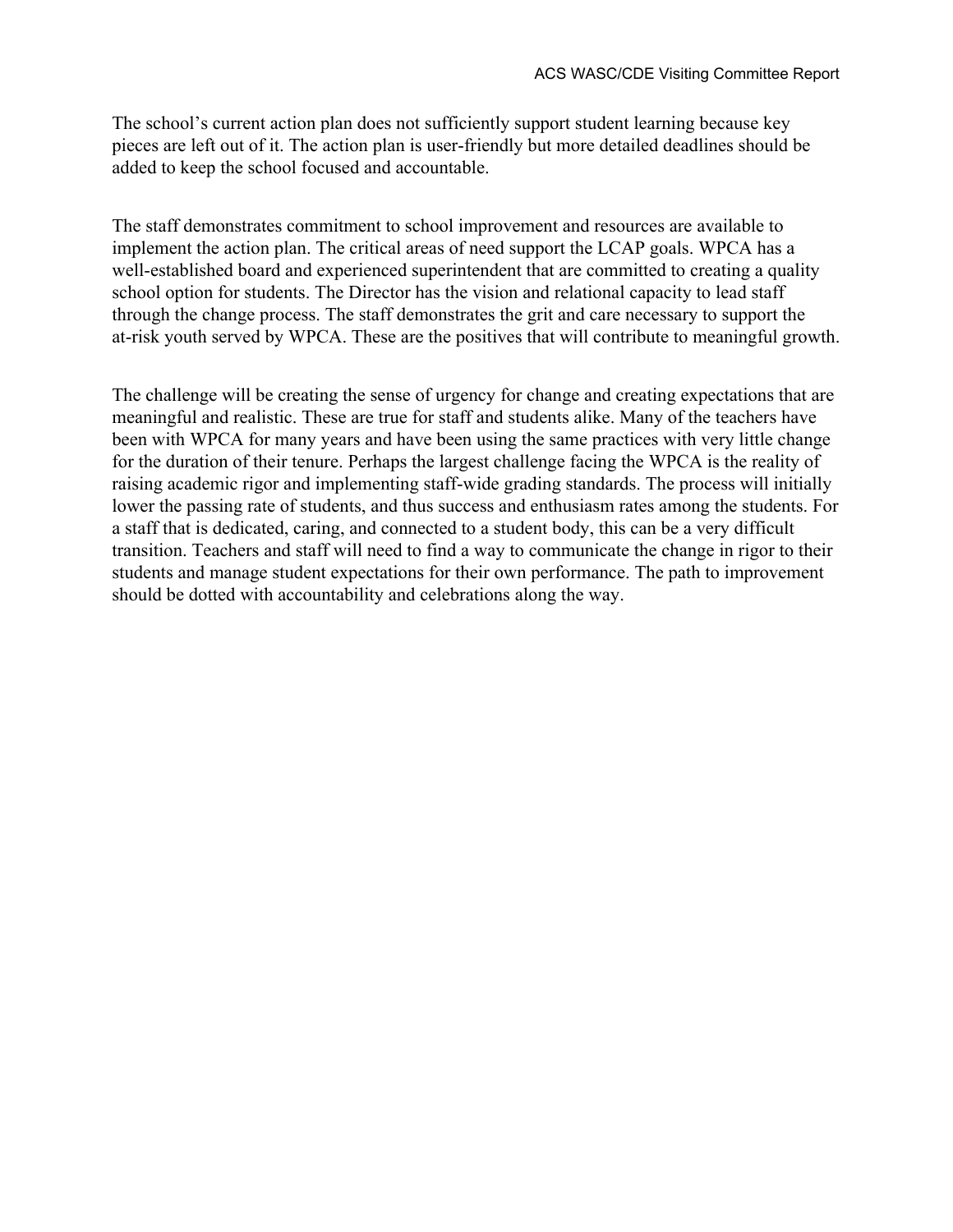The school's current action plan does not sufficiently support student learning because key pieces are left out of it. The action plan is user-friendly but more detailed deadlines should be added to keep the school focused and accountable.

The staff demonstrates commitment to school improvement and resources are available to implement the action plan. The critical areas of need support the LCAP goals. WPCA has a well-established board and experienced superintendent that are committed to creating a quality school option for students. The Director has the vision and relational capacity to lead staff through the change process. The staff demonstrates the grit and care necessary to support the at-risk youth served by WPCA. These are the positives that will contribute to meaningful growth.

The challenge will be creating the sense of urgency for change and creating expectations that are meaningful and realistic. These are true for staff and students alike. Many of the teachers have been with WPCA for many years and have been using the same practices with very little change for the duration of their tenure. Perhaps the largest challenge facing the WPCA is the reality of raising academic rigor and implementing staff-wide grading standards. The process will initially lower the passing rate of students, and thus success and enthusiasm rates among the students. For a staff that is dedicated, caring, and connected to a student body, this can be a very difficult transition. Teachers and staff will need to find a way to communicate the change in rigor to their students and manage student expectations for their own performance. The path to improvement should be dotted with accountability and celebrations along the way.